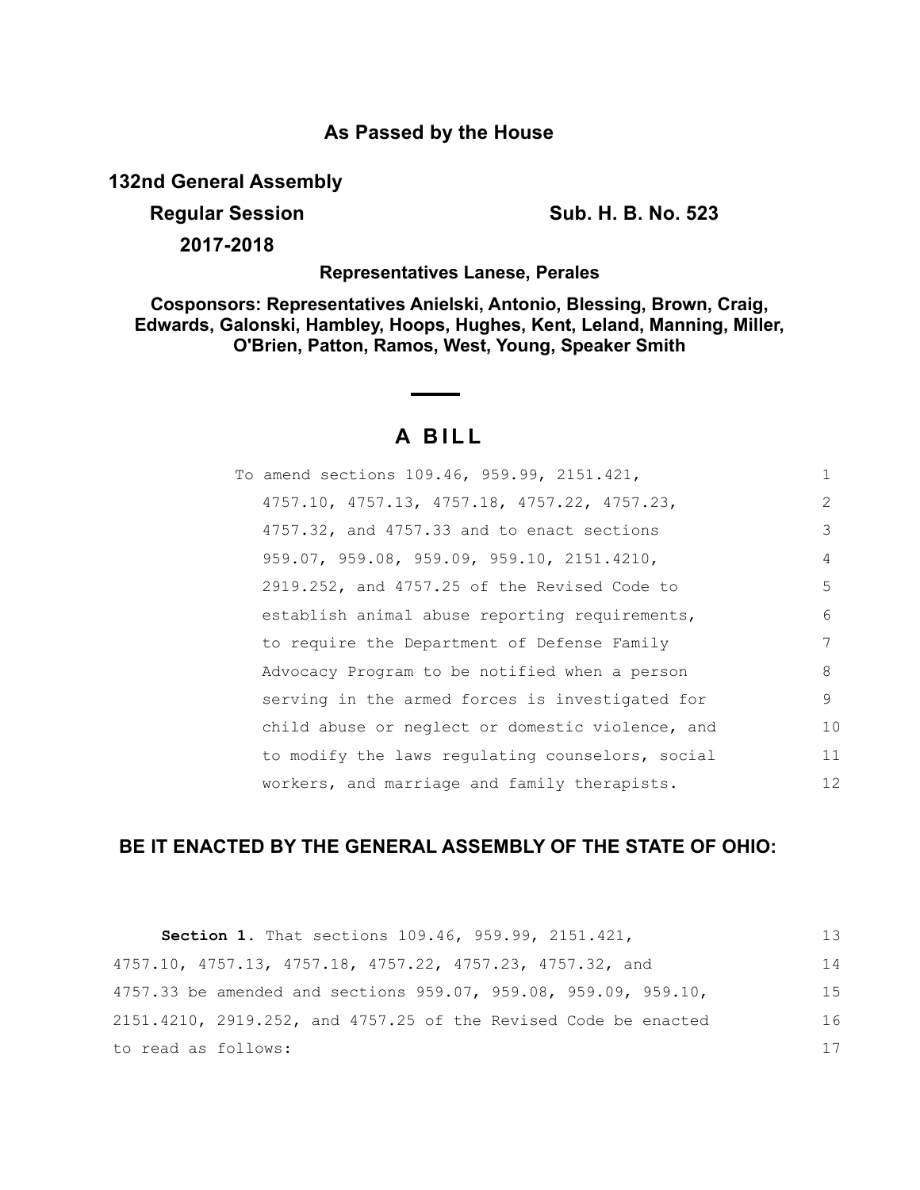**As Passed by the House**

**132nd General Assembly**

**Regular Session** **Sub. H. B. No. 523**

**2017-2018**

**Representatives Lanese, Perales**

**Cosponsors: Representatives Anielski, Antonio, Blessing, Brown, Craig, Edwards, Galonski, Hambley, Hoops, Hughes, Kent, Leland, Manning, Miller, O'Brien, Patton, Ramos, West, Young, Speaker Smith**

# A BILL

To amend sections 109.46, 959.99, 2151.421, 4757.10, 4757.13, 4757.18, 4757.22, 4757.23, 4757.32, and 4757.33 and to enact sections 959.07, 959.08, 959.09, 959.10, 2151.4210, 2919.252, and 4757.25 of the Revised Code to establish animal abuse reporting requirements, to require the Department of Defense Family Advocacy Program to be notified when a person serving in the armed forces is investigated for child abuse or neglect or domestic violence, and to modify the laws regulating counselors, social workers, and marriage and family therapists.

## BE IT ENACTED BY THE GENERAL ASSEMBLY OF THE STATE OF OHIO:

**Section 1.** That sections 109.46, 959.99, 2151.421, 4757.10, 4757.13, 4757.18, 4757.22, 4757.23, 4757.32, and 4757.33 be amended and sections 959.07, 959.08, 959.09, 959.10, 2151.4210, 2919.252, and 4757.25 of the Revised Code be enacted to read as follows: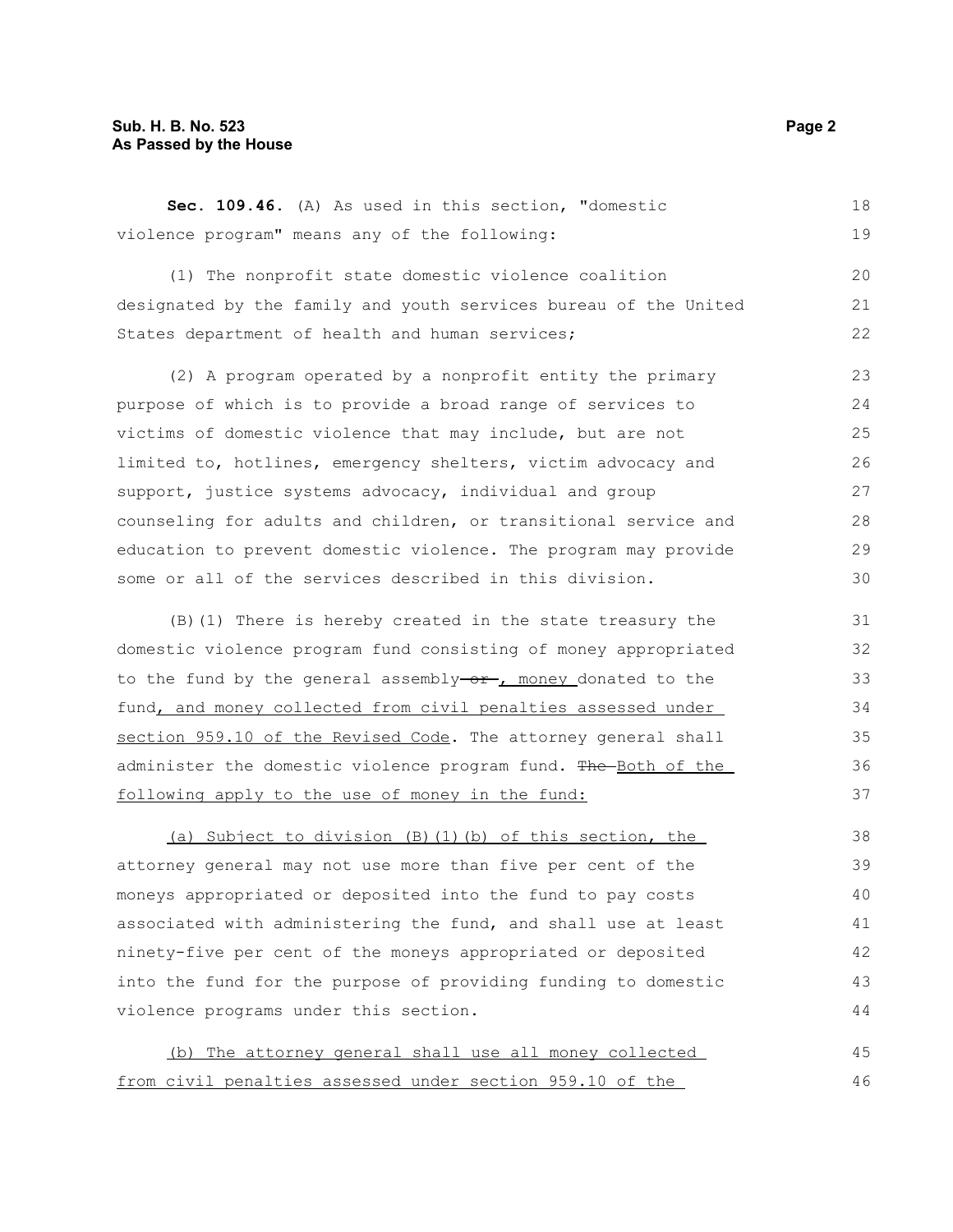**Sec. 109.46.** (A) As used in this section, "domestic violence program" means any of the following:

(1) The nonprofit state domestic violence coalition designated by the family and youth services bureau of the United States department of health and human services;

(2) A program operated by a nonprofit entity the primary purpose of which is to provide a broad range of services to victims of domestic violence that may include, but are not limited to, hotlines, emergency shelters, victim advocacy and support, justice systems advocacy, individual and group counseling for adults and children, or transitional service and education to prevent domestic violence. The program may provide some or all of the services described in this division.

(B)(1) There is hereby created in the state treasury the domestic violence program fund consisting of money appropriated to the fund by the general assembly ~~or~~, money donated to the fund, and money collected from civil penalties assessed under section 959.10 of the Revised Code. The attorney general shall administer the domestic violence program fund. ~~The~~ Both of the following apply to the use of money in the fund:

(a) Subject to division (B)(1)(b) of this section, the attorney general may not use more than five per cent of the moneys appropriated or deposited into the fund to pay costs associated with administering the fund, and shall use at least ninety-five per cent of the moneys appropriated or deposited into the fund for the purpose of providing funding to domestic violence programs under this section.

(b) The attorney general shall use all money collected from civil penalties assessed under section 959.10 of the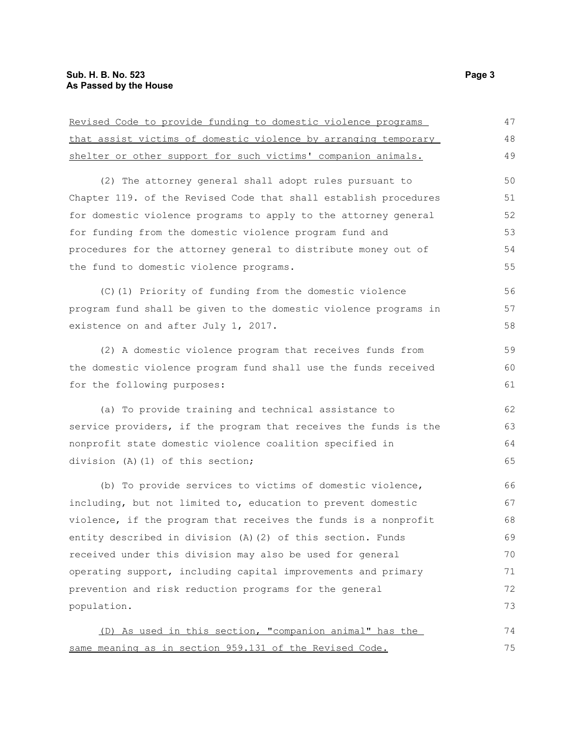Revised Code to provide funding to domestic violence programs that assist victims of domestic violence by arranging temporary shelter or other support for such victims' companion animals.

(2) The attorney general shall adopt rules pursuant to Chapter 119. of the Revised Code that shall establish procedures for domestic violence programs to apply to the attorney general for funding from the domestic violence program fund and procedures for the attorney general to distribute money out of the fund to domestic violence programs.

(C)(1) Priority of funding from the domestic violence program fund shall be given to the domestic violence programs in existence on and after July 1, 2017.

(2) A domestic violence program that receives funds from the domestic violence program fund shall use the funds received for the following purposes:

(a) To provide training and technical assistance to service providers, if the program that receives the funds is the nonprofit state domestic violence coalition specified in division (A)(1) of this section;

(b) To provide services to victims of domestic violence, including, but not limited to, education to prevent domestic violence, if the program that receives the funds is a nonprofit entity described in division (A)(2) of this section. Funds received under this division may also be used for general operating support, including capital improvements and primary prevention and risk reduction programs for the general population.

(D) As used in this section, "companion animal" has the same meaning as in section 959.131 of the Revised Code.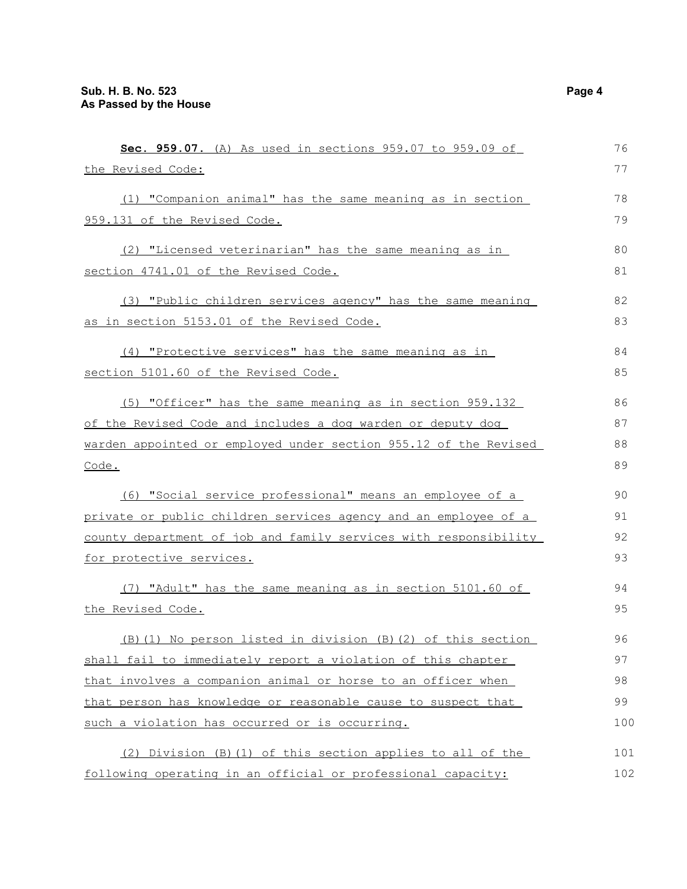**Sec. 959.07.** (A) As used in sections 959.07 to 959.09 of the Revised Code:

(1) "Companion animal" has the same meaning as in section 959.131 of the Revised Code.

(2) "Licensed veterinarian" has the same meaning as in section 4741.01 of the Revised Code.

(3) "Public children services agency" has the same meaning as in section 5153.01 of the Revised Code.

(4) "Protective services" has the same meaning as in section 5101.60 of the Revised Code.

(5) "Officer" has the same meaning as in section 959.132 of the Revised Code and includes a dog warden or deputy dog warden appointed or employed under section 955.12 of the Revised Code.

(6) "Social service professional" means an employee of a private or public children services agency and an employee of a county department of job and family services with responsibility for protective services.

(7) "Adult" has the same meaning as in section 5101.60 of the Revised Code.

(B)(1) No person listed in division (B)(2) of this section shall fail to immediately report a violation of this chapter that involves a companion animal or horse to an officer when that person has knowledge or reasonable cause to suspect that such a violation has occurred or is occurring.

(2) Division (B)(1) of this section applies to all of the following operating in an official or professional capacity: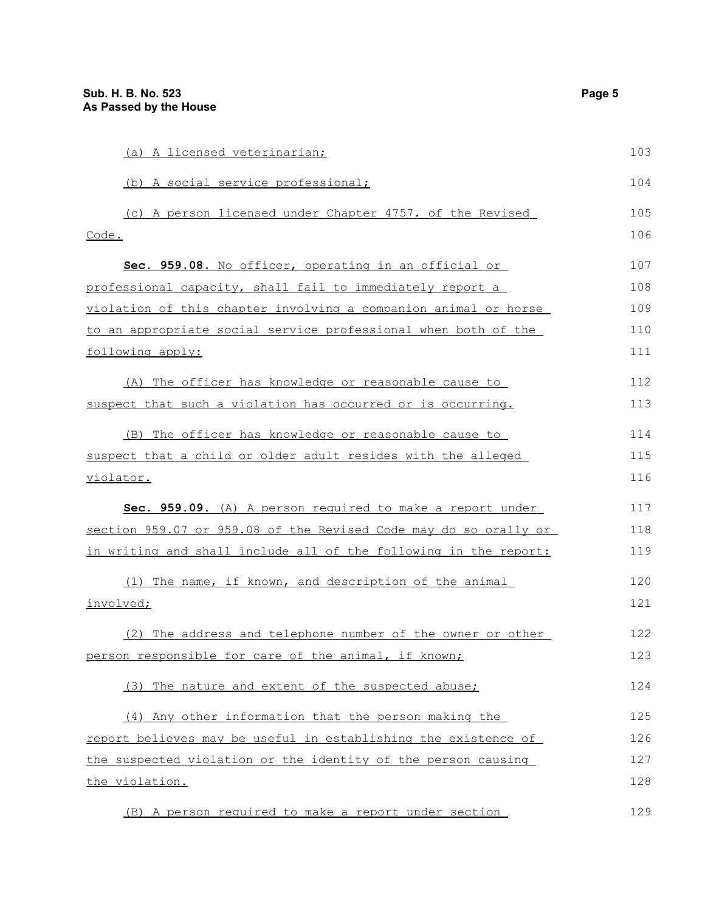(a) A licensed veterinarian;

(b) A social service professional;

(c) A person licensed under Chapter 4757. of the Revised Code.

**Sec. 959.08.** No officer, operating in an official or professional capacity, shall fail to immediately report a violation of this chapter involving a companion animal or horse to an appropriate social service professional when both of the following apply:

(A) The officer has knowledge or reasonable cause to suspect that such a violation has occurred or is occurring.

(B) The officer has knowledge or reasonable cause to suspect that a child or older adult resides with the alleged violator.

**Sec. 959.09.** (A) A person required to make a report under section 959.07 or 959.08 of the Revised Code may do so orally or in writing and shall include all of the following in the report:

(1) The name, if known, and description of the animal involved;

(2) The address and telephone number of the owner or other person responsible for care of the animal, if known;

(3) The nature and extent of the suspected abuse;

(4) Any other information that the person making the report believes may be useful in establishing the existence of the suspected violation or the identity of the person causing the violation.

(B) A person required to make a report under section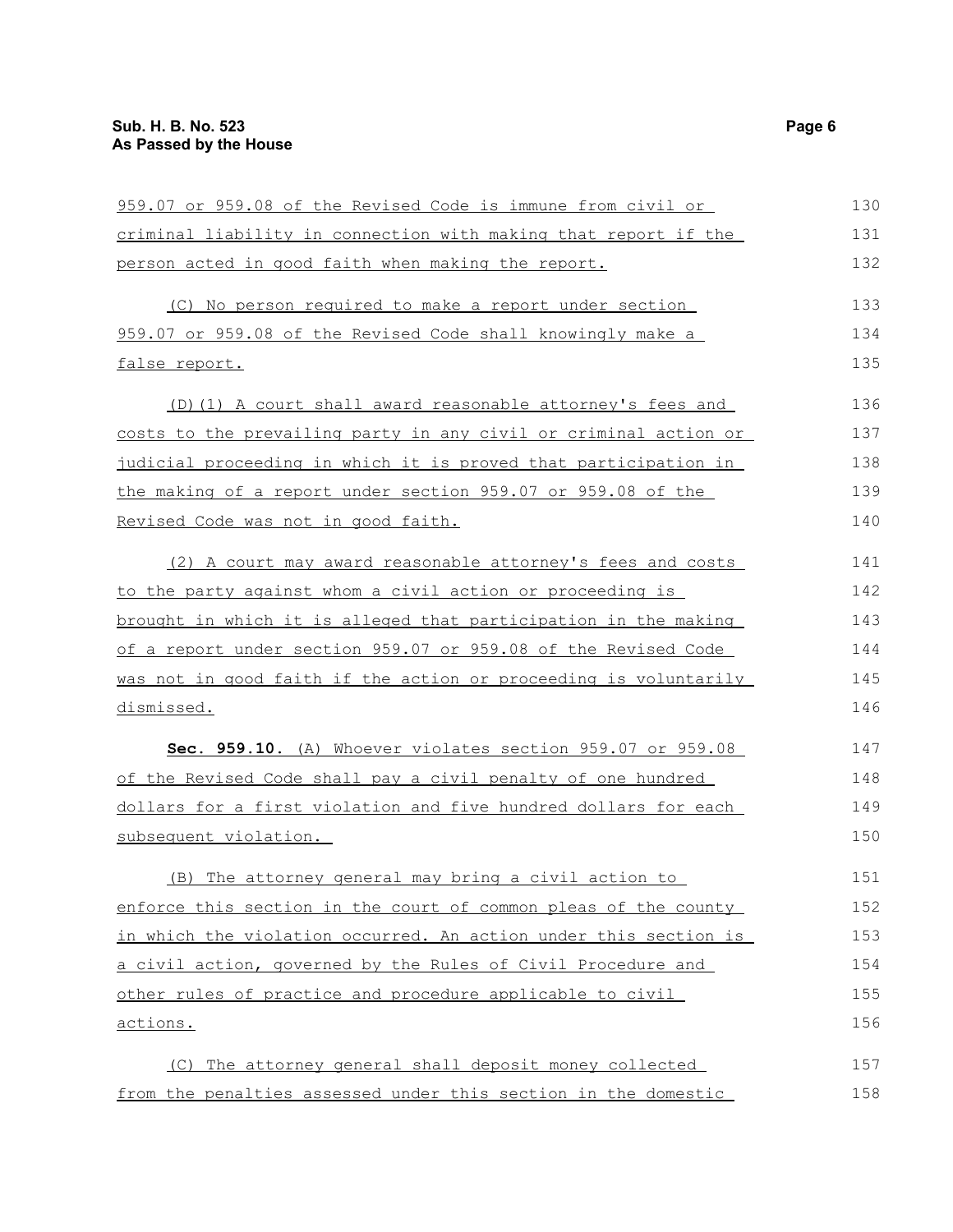959.07 or 959.08 of the Revised Code is immune from civil or criminal liability in connection with making that report if the person acted in good faith when making the report.

(C) No person required to make a report under section 959.07 or 959.08 of the Revised Code shall knowingly make a false report.

(D)(1) A court shall award reasonable attorney's fees and costs to the prevailing party in any civil or criminal action or judicial proceeding in which it is proved that participation in the making of a report under section 959.07 or 959.08 of the Revised Code was not in good faith.

(2) A court may award reasonable attorney's fees and costs to the party against whom a civil action or proceeding is brought in which it is alleged that participation in the making of a report under section 959.07 or 959.08 of the Revised Code was not in good faith if the action or proceeding is voluntarily dismissed.

**Sec. 959.10.** (A) Whoever violates section 959.07 or 959.08 of the Revised Code shall pay a civil penalty of one hundred dollars for a first violation and five hundred dollars for each subsequent violation.

(B) The attorney general may bring a civil action to enforce this section in the court of common pleas of the county in which the violation occurred. An action under this section is a civil action, governed by the Rules of Civil Procedure and other rules of practice and procedure applicable to civil actions.

(C) The attorney general shall deposit money collected from the penalties assessed under this section in the domestic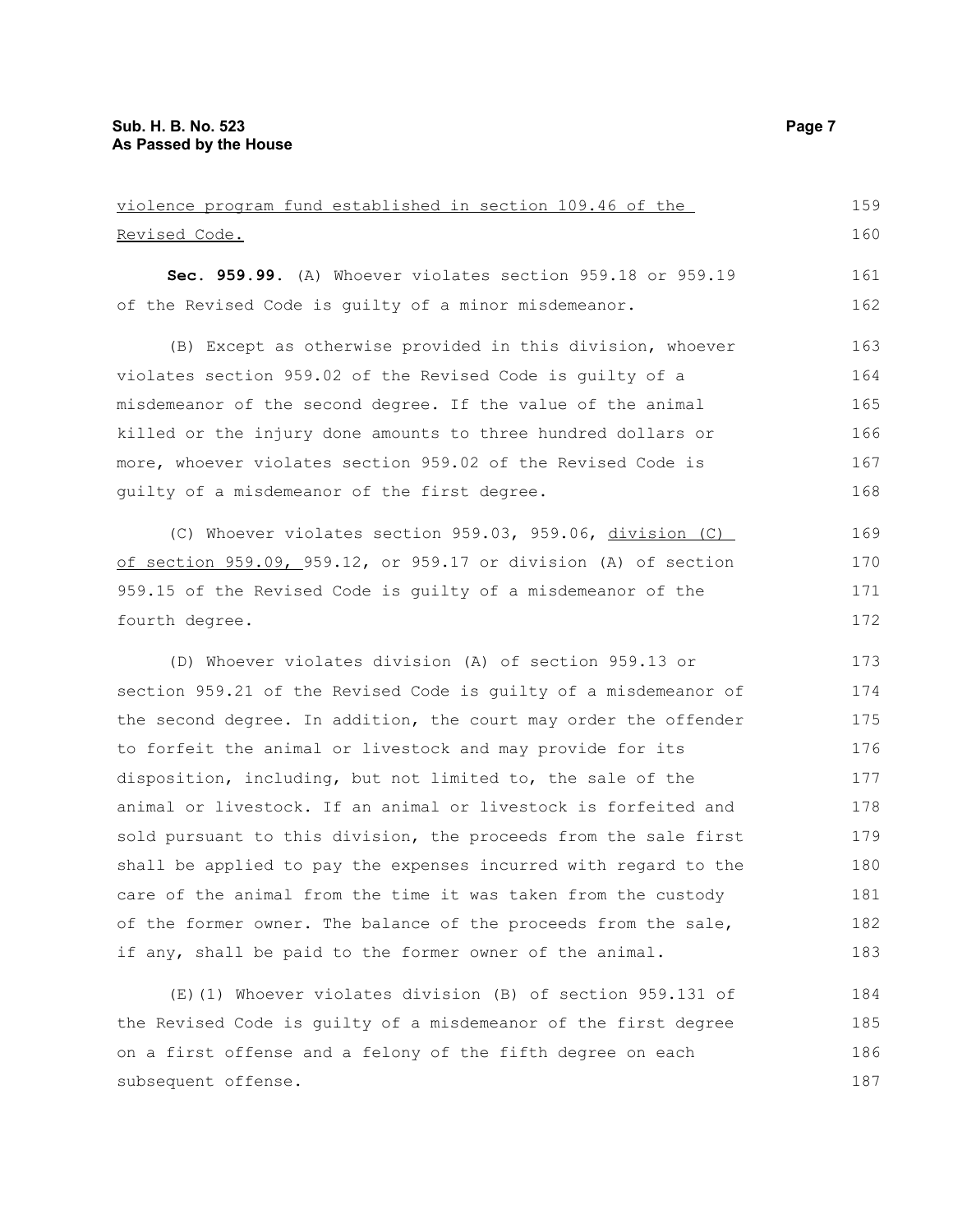violence program fund established in section 109.46 of the Revised Code.

**Sec. 959.99.** (A) Whoever violates section 959.18 or 959.19 of the Revised Code is guilty of a minor misdemeanor.

(B) Except as otherwise provided in this division, whoever violates section 959.02 of the Revised Code is guilty of a misdemeanor of the second degree. If the value of the animal killed or the injury done amounts to three hundred dollars or more, whoever violates section 959.02 of the Revised Code is guilty of a misdemeanor of the first degree.

(C) Whoever violates section 959.03, 959.06, division (C) of section 959.09, 959.12, or 959.17 or division (A) of section 959.15 of the Revised Code is guilty of a misdemeanor of the fourth degree.

(D) Whoever violates division (A) of section 959.13 or section 959.21 of the Revised Code is guilty of a misdemeanor of the second degree. In addition, the court may order the offender to forfeit the animal or livestock and may provide for its disposition, including, but not limited to, the sale of the animal or livestock. If an animal or livestock is forfeited and sold pursuant to this division, the proceeds from the sale first shall be applied to pay the expenses incurred with regard to the care of the animal from the time it was taken from the custody of the former owner. The balance of the proceeds from the sale, if any, shall be paid to the former owner of the animal.

(E)(1) Whoever violates division (B) of section 959.131 of the Revised Code is guilty of a misdemeanor of the first degree on a first offense and a felony of the fifth degree on each subsequent offense.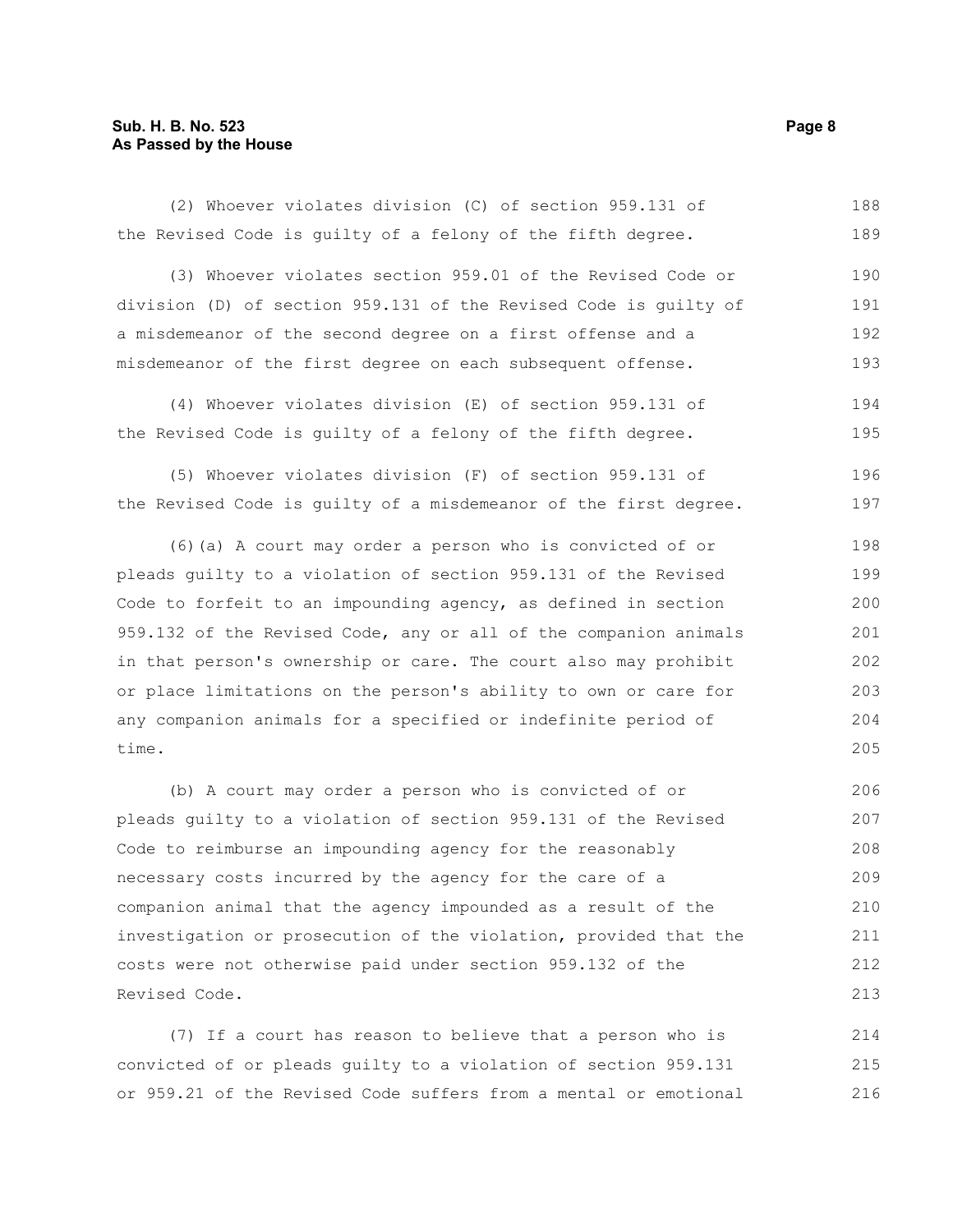(2) Whoever violates division (C) of section 959.131 of the Revised Code is guilty of a felony of the fifth degree.

(3) Whoever violates section 959.01 of the Revised Code or division (D) of section 959.131 of the Revised Code is guilty of a misdemeanor of the second degree on a first offense and a misdemeanor of the first degree on each subsequent offense.

(4) Whoever violates division (E) of section 959.131 of the Revised Code is guilty of a felony of the fifth degree.

(5) Whoever violates division (F) of section 959.131 of the Revised Code is guilty of a misdemeanor of the first degree.

(6)(a) A court may order a person who is convicted of or pleads guilty to a violation of section 959.131 of the Revised Code to forfeit to an impounding agency, as defined in section 959.132 of the Revised Code, any or all of the companion animals in that person's ownership or care. The court also may prohibit or place limitations on the person's ability to own or care for any companion animals for a specified or indefinite period of time.

(b) A court may order a person who is convicted of or pleads guilty to a violation of section 959.131 of the Revised Code to reimburse an impounding agency for the reasonably necessary costs incurred by the agency for the care of a companion animal that the agency impounded as a result of the investigation or prosecution of the violation, provided that the costs were not otherwise paid under section 959.132 of the Revised Code.

(7) If a court has reason to believe that a person who is convicted of or pleads guilty to a violation of section 959.131 or 959.21 of the Revised Code suffers from a mental or emotional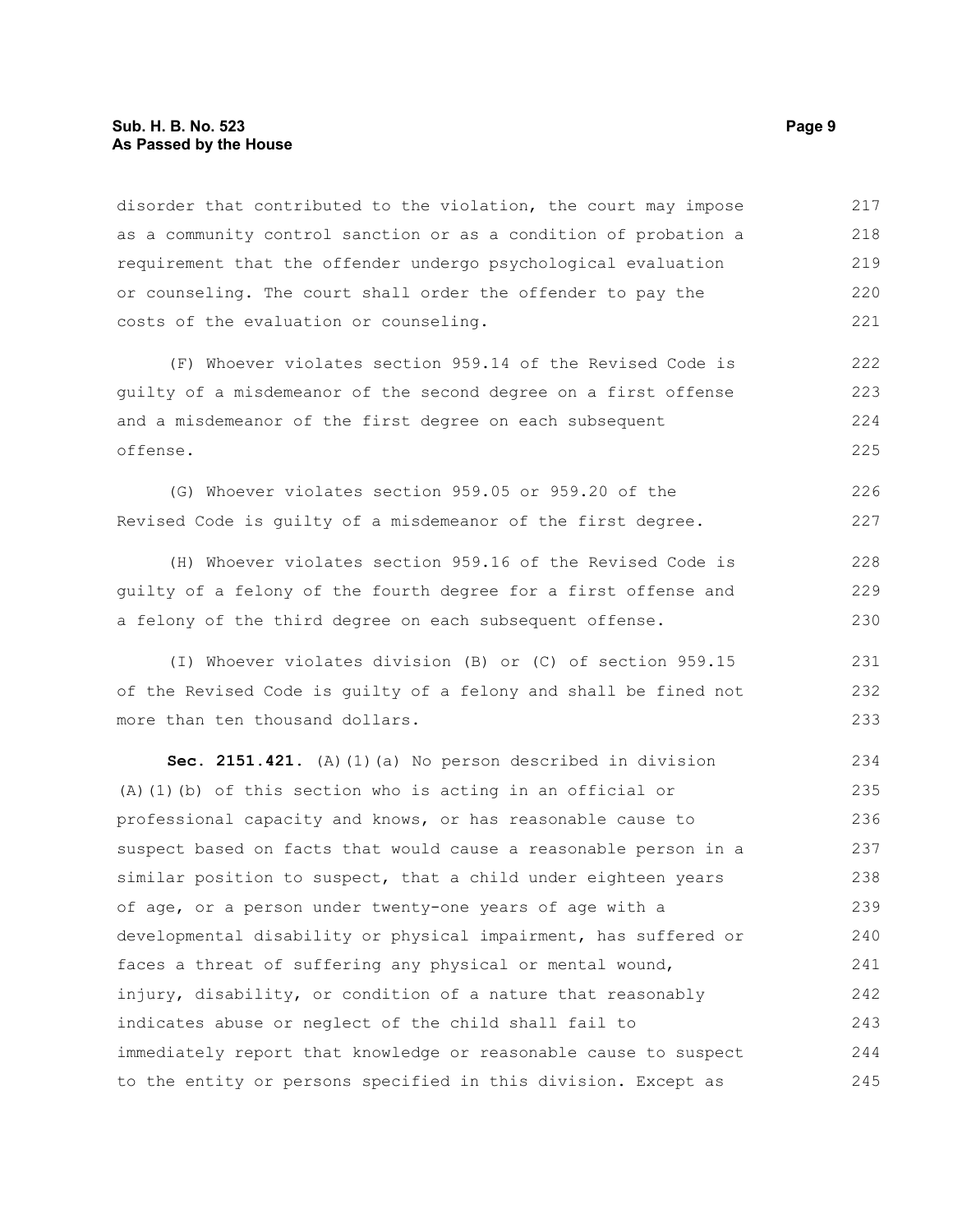disorder that contributed to the violation, the court may impose as a community control sanction or as a condition of probation a requirement that the offender undergo psychological evaluation or counseling. The court shall order the offender to pay the costs of the evaluation or counseling.

(F) Whoever violates section 959.14 of the Revised Code is guilty of a misdemeanor of the second degree on a first offense and a misdemeanor of the first degree on each subsequent offense.

(G) Whoever violates section 959.05 or 959.20 of the Revised Code is guilty of a misdemeanor of the first degree.

(H) Whoever violates section 959.16 of the Revised Code is guilty of a felony of the fourth degree for a first offense and a felony of the third degree on each subsequent offense.

(I) Whoever violates division (B) or (C) of section 959.15 of the Revised Code is guilty of a felony and shall be fined not more than ten thousand dollars.

**Sec. 2151.421.** (A)(1)(a) No person described in division (A)(1)(b) of this section who is acting in an official or professional capacity and knows, or has reasonable cause to suspect based on facts that would cause a reasonable person in a similar position to suspect, that a child under eighteen years of age, or a person under twenty-one years of age with a developmental disability or physical impairment, has suffered or faces a threat of suffering any physical or mental wound, injury, disability, or condition of a nature that reasonably indicates abuse or neglect of the child shall fail to immediately report that knowledge or reasonable cause to suspect to the entity or persons specified in this division. Except as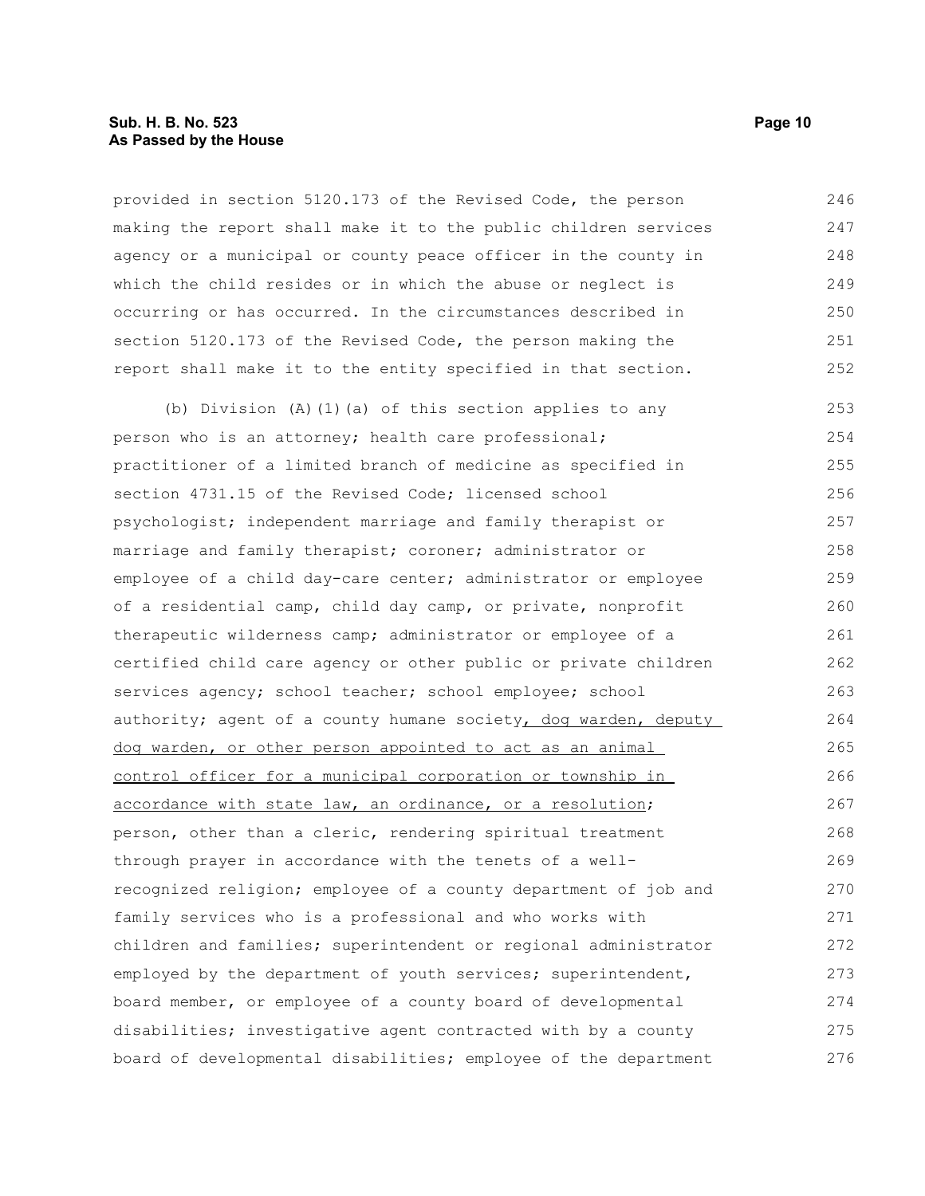provided in section 5120.173 of the Revised Code, the person making the report shall make it to the public children services agency or a municipal or county peace officer in the county in which the child resides or in which the abuse or neglect is occurring or has occurred. In the circumstances described in section 5120.173 of the Revised Code, the person making the report shall make it to the entity specified in that section.

(b) Division (A)(1)(a) of this section applies to any person who is an attorney; health care professional; practitioner of a limited branch of medicine as specified in section 4731.15 of the Revised Code; licensed school psychologist; independent marriage and family therapist or marriage and family therapist; coroner; administrator or employee of a child day-care center; administrator or employee of a residential camp, child day camp, or private, nonprofit therapeutic wilderness camp; administrator or employee of a certified child care agency or other public or private children services agency; school teacher; school employee; school authority; agent of a county humane society<u>, dog warden, deputy dog warden, or other person appointed to act as an animal control officer for a municipal corporation or township in accordance with state law, an ordinance, or a resolution</u>; person, other than a cleric, rendering spiritual treatment through prayer in accordance with the tenets of a well-recognized religion; employee of a county department of job and family services who is a professional and who works with children and families; superintendent or regional administrator employed by the department of youth services; superintendent, board member, or employee of a county board of developmental disabilities; investigative agent contracted with by a county board of developmental disabilities; employee of the department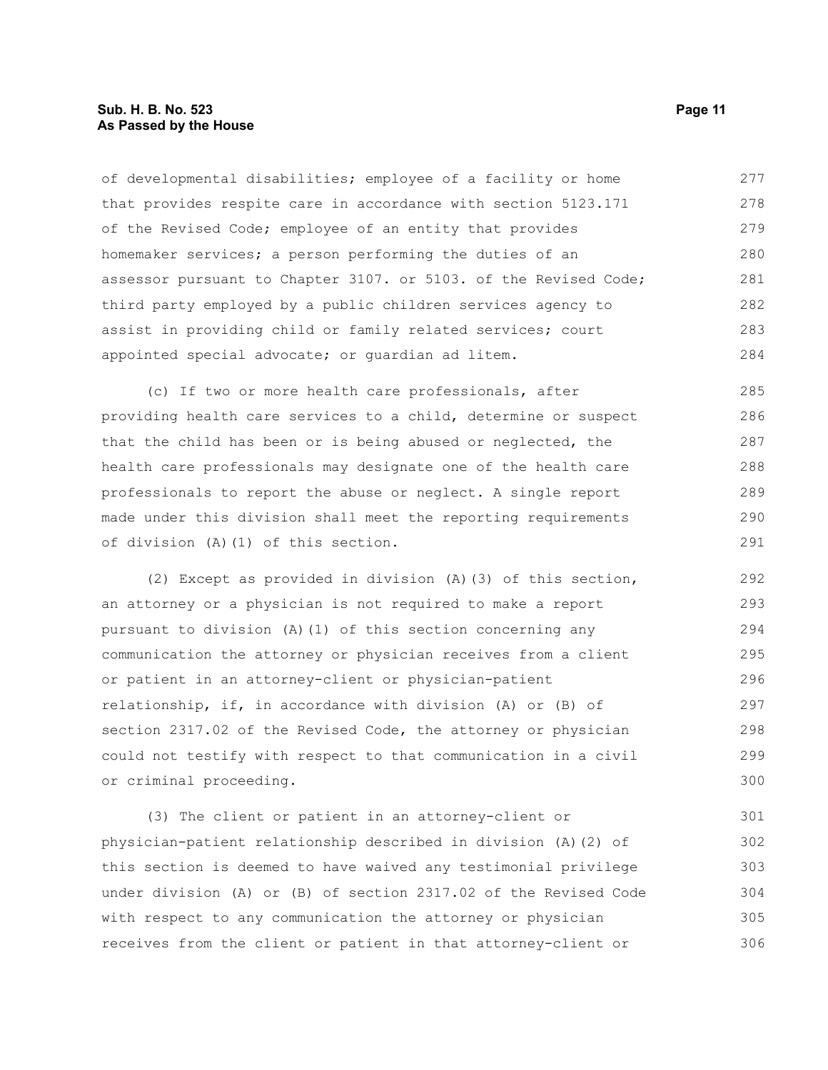of developmental disabilities; employee of a facility or home that provides respite care in accordance with section 5123.171 of the Revised Code; employee of an entity that provides homemaker services; a person performing the duties of an assessor pursuant to Chapter 3107. or 5103. of the Revised Code; third party employed by a public children services agency to assist in providing child or family related services; court appointed special advocate; or guardian ad litem.

(c) If two or more health care professionals, after providing health care services to a child, determine or suspect that the child has been or is being abused or neglected, the health care professionals may designate one of the health care professionals to report the abuse or neglect. A single report made under this division shall meet the reporting requirements of division (A)(1) of this section.

(2) Except as provided in division (A)(3) of this section, an attorney or a physician is not required to make a report pursuant to division (A)(1) of this section concerning any communication the attorney or physician receives from a client or patient in an attorney-client or physician-patient relationship, if, in accordance with division (A) or (B) of section 2317.02 of the Revised Code, the attorney or physician could not testify with respect to that communication in a civil or criminal proceeding.

(3) The client or patient in an attorney-client or physician-patient relationship described in division (A)(2) of this section is deemed to have waived any testimonial privilege under division (A) or (B) of section 2317.02 of the Revised Code with respect to any communication the attorney or physician receives from the client or patient in that attorney-client or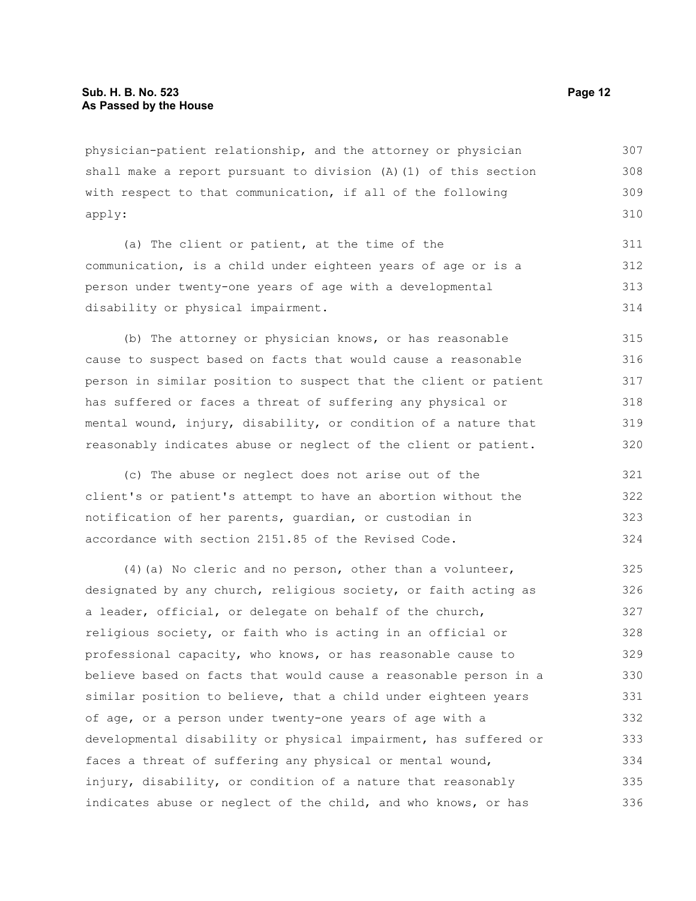physician-patient relationship, and the attorney or physician shall make a report pursuant to division (A)(1) of this section with respect to that communication, if all of the following apply:

(a) The client or patient, at the time of the communication, is a child under eighteen years of age or is a person under twenty-one years of age with a developmental disability or physical impairment.

(b) The attorney or physician knows, or has reasonable cause to suspect based on facts that would cause a reasonable person in similar position to suspect that the client or patient has suffered or faces a threat of suffering any physical or mental wound, injury, disability, or condition of a nature that reasonably indicates abuse or neglect of the client or patient.

(c) The abuse or neglect does not arise out of the client's or patient's attempt to have an abortion without the notification of her parents, guardian, or custodian in accordance with section 2151.85 of the Revised Code.

(4)(a) No cleric and no person, other than a volunteer, designated by any church, religious society, or faith acting as a leader, official, or delegate on behalf of the church, religious society, or faith who is acting in an official or professional capacity, who knows, or has reasonable cause to believe based on facts that would cause a reasonable person in a similar position to believe, that a child under eighteen years of age, or a person under twenty-one years of age with a developmental disability or physical impairment, has suffered or faces a threat of suffering any physical or mental wound, injury, disability, or condition of a nature that reasonably indicates abuse or neglect of the child, and who knows, or has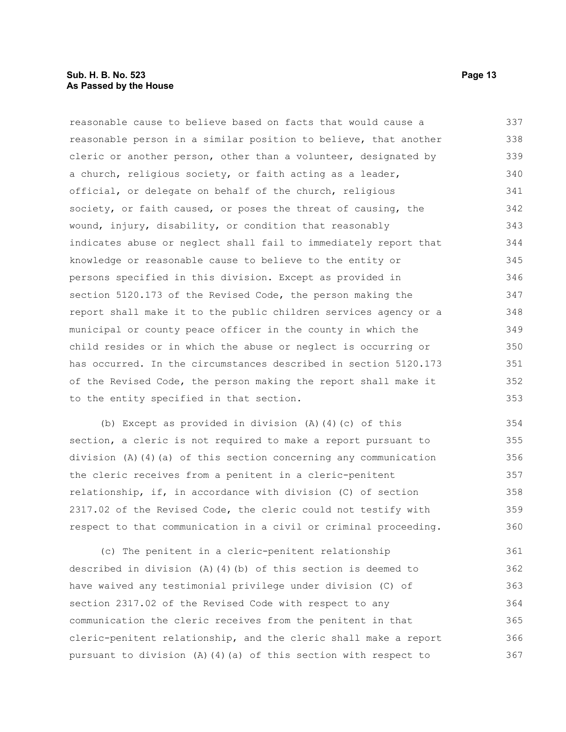reasonable cause to believe based on facts that would cause a reasonable person in a similar position to believe, that another cleric or another person, other than a volunteer, designated by a church, religious society, or faith acting as a leader, official, or delegate on behalf of the church, religious society, or faith caused, or poses the threat of causing, the wound, injury, disability, or condition that reasonably indicates abuse or neglect shall fail to immediately report that knowledge or reasonable cause to believe to the entity or persons specified in this division. Except as provided in section 5120.173 of the Revised Code, the person making the report shall make it to the public children services agency or a municipal or county peace officer in the county in which the child resides or in which the abuse or neglect is occurring or has occurred. In the circumstances described in section 5120.173 of the Revised Code, the person making the report shall make it to the entity specified in that section.

(b) Except as provided in division (A)(4)(c) of this section, a cleric is not required to make a report pursuant to division (A)(4)(a) of this section concerning any communication the cleric receives from a penitent in a cleric-penitent relationship, if, in accordance with division (C) of section 2317.02 of the Revised Code, the cleric could not testify with respect to that communication in a civil or criminal proceeding.

(c) The penitent in a cleric-penitent relationship described in division (A)(4)(b) of this section is deemed to have waived any testimonial privilege under division (C) of section 2317.02 of the Revised Code with respect to any communication the cleric receives from the penitent in that cleric-penitent relationship, and the cleric shall make a report pursuant to division (A)(4)(a) of this section with respect to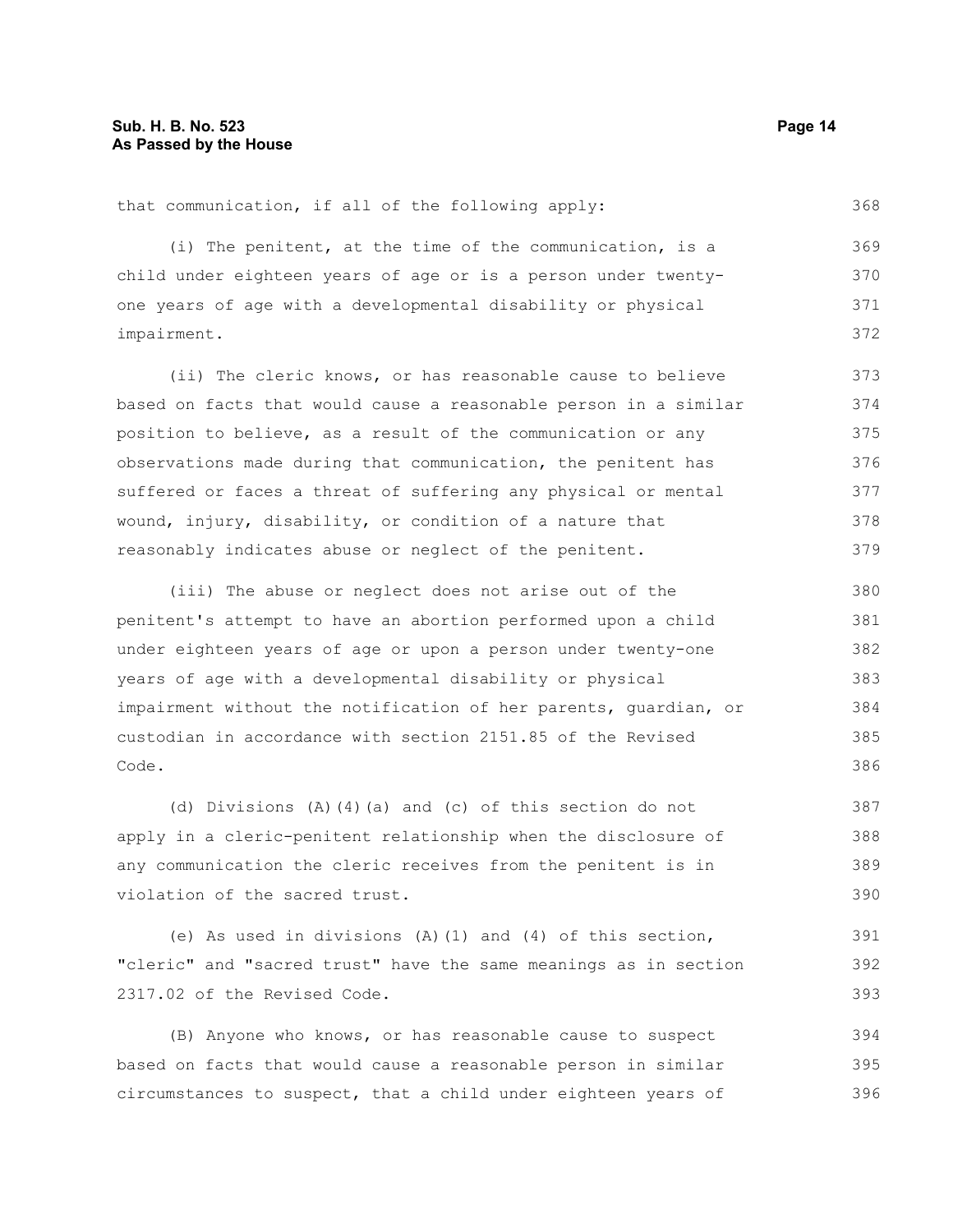that communication, if all of the following apply:

(i) The penitent, at the time of the communication, is a child under eighteen years of age or is a person under twenty-one years of age with a developmental disability or physical impairment.

(ii) The cleric knows, or has reasonable cause to believe based on facts that would cause a reasonable person in a similar position to believe, as a result of the communication or any observations made during that communication, the penitent has suffered or faces a threat of suffering any physical or mental wound, injury, disability, or condition of a nature that reasonably indicates abuse or neglect of the penitent.

(iii) The abuse or neglect does not arise out of the penitent's attempt to have an abortion performed upon a child under eighteen years of age or upon a person under twenty-one years of age with a developmental disability or physical impairment without the notification of her parents, guardian, or custodian in accordance with section 2151.85 of the Revised Code.

(d) Divisions (A)(4)(a) and (c) of this section do not apply in a cleric-penitent relationship when the disclosure of any communication the cleric receives from the penitent is in violation of the sacred trust.

(e) As used in divisions (A)(1) and (4) of this section, "cleric" and "sacred trust" have the same meanings as in section 2317.02 of the Revised Code.

(B) Anyone who knows, or has reasonable cause to suspect based on facts that would cause a reasonable person in similar circumstances to suspect, that a child under eighteen years of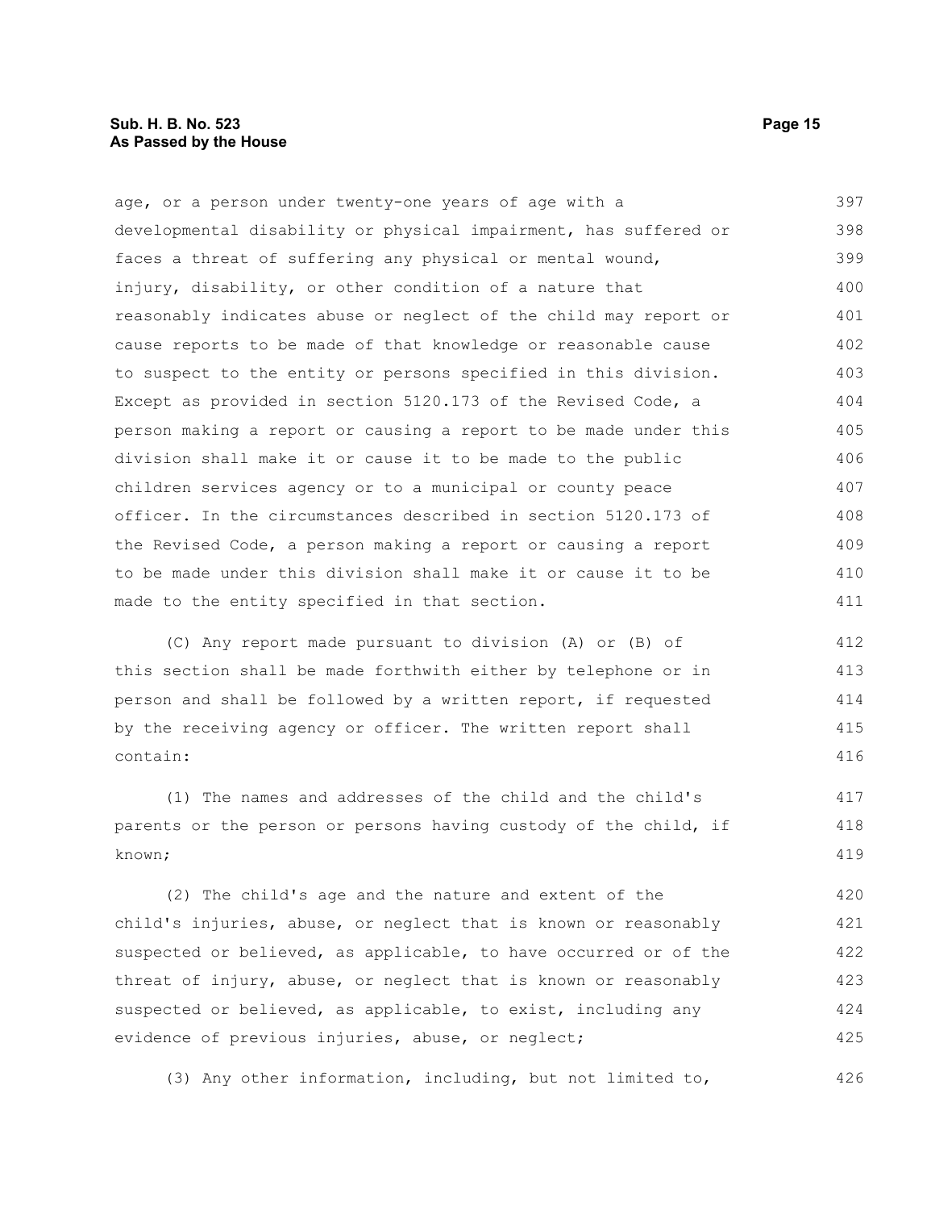age, or a person under twenty-one years of age with a developmental disability or physical impairment, has suffered or faces a threat of suffering any physical or mental wound, injury, disability, or other condition of a nature that reasonably indicates abuse or neglect of the child may report or cause reports to be made of that knowledge or reasonable cause to suspect to the entity or persons specified in this division. Except as provided in section 5120.173 of the Revised Code, a person making a report or causing a report to be made under this division shall make it or cause it to be made to the public children services agency or to a municipal or county peace officer. In the circumstances described in section 5120.173 of the Revised Code, a person making a report or causing a report to be made under this division shall make it or cause it to be made to the entity specified in that section.

(C) Any report made pursuant to division (A) or (B) of this section shall be made forthwith either by telephone or in person and shall be followed by a written report, if requested by the receiving agency or officer. The written report shall contain:

(1) The names and addresses of the child and the child's parents or the person or persons having custody of the child, if known;

(2) The child's age and the nature and extent of the child's injuries, abuse, or neglect that is known or reasonably suspected or believed, as applicable, to have occurred or of the threat of injury, abuse, or neglect that is known or reasonably suspected or believed, as applicable, to exist, including any evidence of previous injuries, abuse, or neglect;

(3) Any other information, including, but not limited to,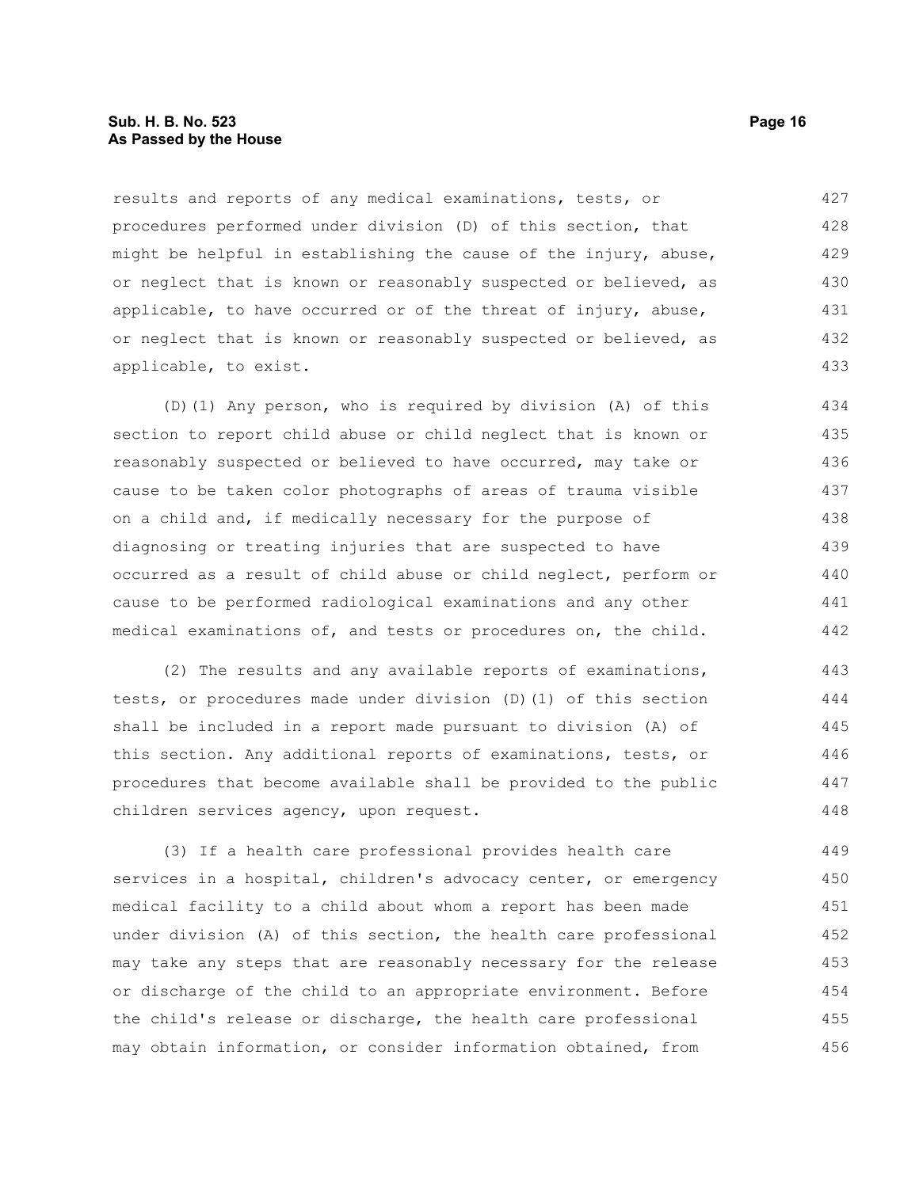results and reports of any medical examinations, tests, or procedures performed under division (D) of this section, that might be helpful in establishing the cause of the injury, abuse, or neglect that is known or reasonably suspected or believed, as applicable, to have occurred or of the threat of injury, abuse, or neglect that is known or reasonably suspected or believed, as applicable, to exist.

(D)(1) Any person, who is required by division (A) of this section to report child abuse or child neglect that is known or reasonably suspected or believed to have occurred, may take or cause to be taken color photographs of areas of trauma visible on a child and, if medically necessary for the purpose of diagnosing or treating injuries that are suspected to have occurred as a result of child abuse or child neglect, perform or cause to be performed radiological examinations and any other medical examinations of, and tests or procedures on, the child.

(2) The results and any available reports of examinations, tests, or procedures made under division (D)(1) of this section shall be included in a report made pursuant to division (A) of this section. Any additional reports of examinations, tests, or procedures that become available shall be provided to the public children services agency, upon request.

(3) If a health care professional provides health care services in a hospital, children's advocacy center, or emergency medical facility to a child about whom a report has been made under division (A) of this section, the health care professional may take any steps that are reasonably necessary for the release or discharge of the child to an appropriate environment. Before the child's release or discharge, the health care professional may obtain information, or consider information obtained, from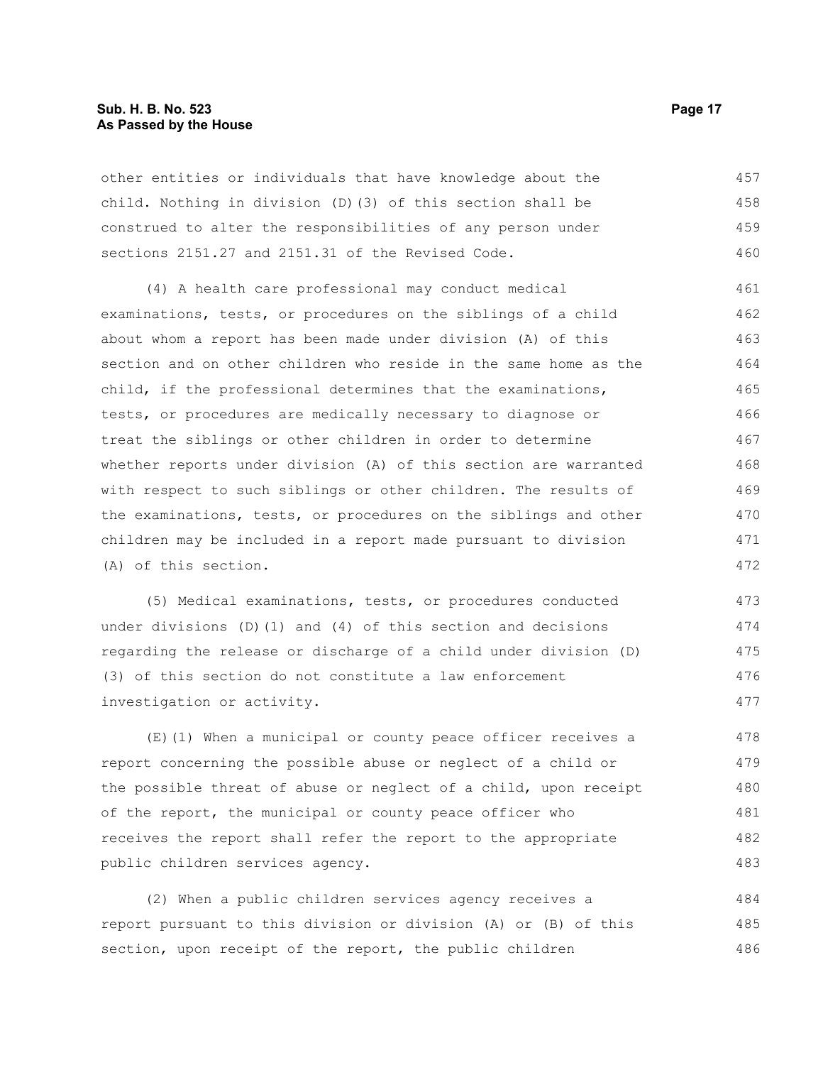other entities or individuals that have knowledge about the child. Nothing in division (D)(3) of this section shall be construed to alter the responsibilities of any person under sections 2151.27 and 2151.31 of the Revised Code.

(4) A health care professional may conduct medical examinations, tests, or procedures on the siblings of a child about whom a report has been made under division (A) of this section and on other children who reside in the same home as the child, if the professional determines that the examinations, tests, or procedures are medically necessary to diagnose or treat the siblings or other children in order to determine whether reports under division (A) of this section are warranted with respect to such siblings or other children. The results of the examinations, tests, or procedures on the siblings and other children may be included in a report made pursuant to division (A) of this section.

(5) Medical examinations, tests, or procedures conducted under divisions (D)(1) and (4) of this section and decisions regarding the release or discharge of a child under division (D)(3) of this section do not constitute a law enforcement investigation or activity.

(E)(1) When a municipal or county peace officer receives a report concerning the possible abuse or neglect of a child or the possible threat of abuse or neglect of a child, upon receipt of the report, the municipal or county peace officer who receives the report shall refer the report to the appropriate public children services agency.

(2) When a public children services agency receives a report pursuant to this division or division (A) or (B) of this section, upon receipt of the report, the public children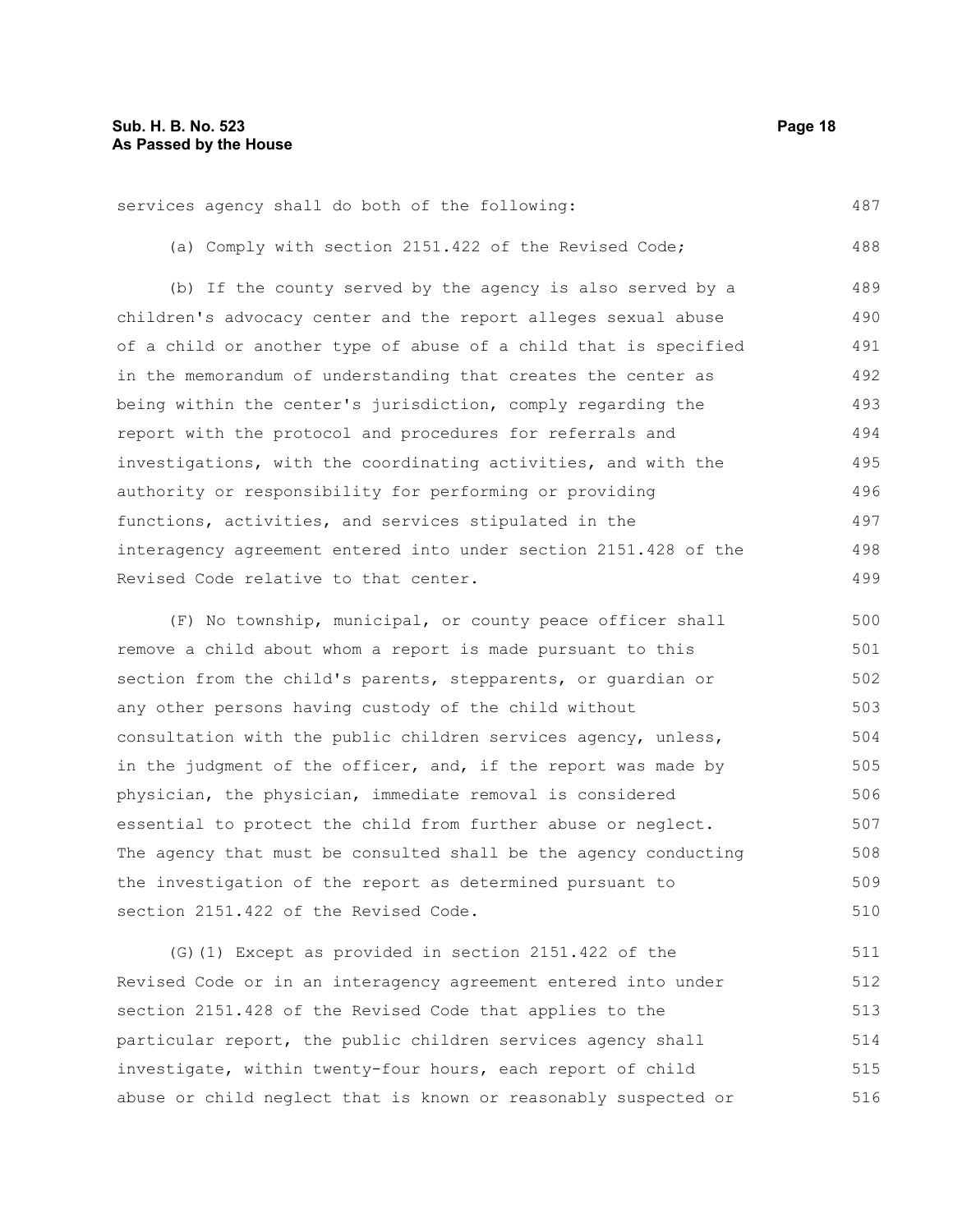services agency shall do both of the following:

(a) Comply with section 2151.422 of the Revised Code;

(b) If the county served by the agency is also served by a children's advocacy center and the report alleges sexual abuse of a child or another type of abuse of a child that is specified in the memorandum of understanding that creates the center as being within the center's jurisdiction, comply regarding the report with the protocol and procedures for referrals and investigations, with the coordinating activities, and with the authority or responsibility for performing or providing functions, activities, and services stipulated in the interagency agreement entered into under section 2151.428 of the Revised Code relative to that center.

(F) No township, municipal, or county peace officer shall remove a child about whom a report is made pursuant to this section from the child's parents, stepparents, or guardian or any other persons having custody of the child without consultation with the public children services agency, unless, in the judgment of the officer, and, if the report was made by physician, the physician, immediate removal is considered essential to protect the child from further abuse or neglect. The agency that must be consulted shall be the agency conducting the investigation of the report as determined pursuant to section 2151.422 of the Revised Code.

(G)(1) Except as provided in section 2151.422 of the Revised Code or in an interagency agreement entered into under section 2151.428 of the Revised Code that applies to the particular report, the public children services agency shall investigate, within twenty-four hours, each report of child abuse or child neglect that is known or reasonably suspected or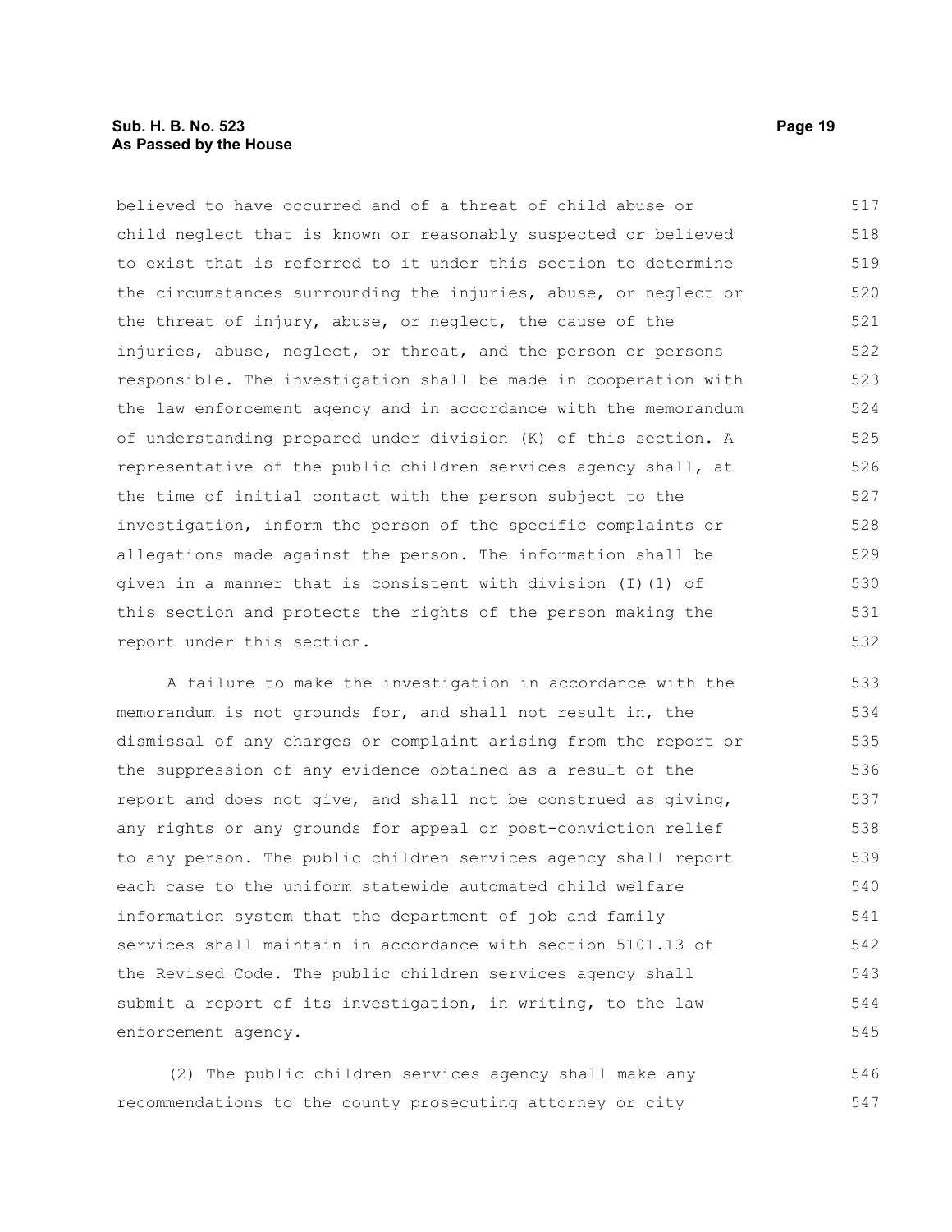believed to have occurred and of a threat of child abuse or child neglect that is known or reasonably suspected or believed to exist that is referred to it under this section to determine the circumstances surrounding the injuries, abuse, or neglect or the threat of injury, abuse, or neglect, the cause of the injuries, abuse, neglect, or threat, and the person or persons responsible. The investigation shall be made in cooperation with the law enforcement agency and in accordance with the memorandum of understanding prepared under division (K) of this section. A representative of the public children services agency shall, at the time of initial contact with the person subject to the investigation, inform the person of the specific complaints or allegations made against the person. The information shall be given in a manner that is consistent with division (I)(1) of this section and protects the rights of the person making the report under this section.

A failure to make the investigation in accordance with the memorandum is not grounds for, and shall not result in, the dismissal of any charges or complaint arising from the report or the suppression of any evidence obtained as a result of the report and does not give, and shall not be construed as giving, any rights or any grounds for appeal or post-conviction relief to any person. The public children services agency shall report each case to the uniform statewide automated child welfare information system that the department of job and family services shall maintain in accordance with section 5101.13 of the Revised Code. The public children services agency shall submit a report of its investigation, in writing, to the law enforcement agency.

(2) The public children services agency shall make any recommendations to the county prosecuting attorney or city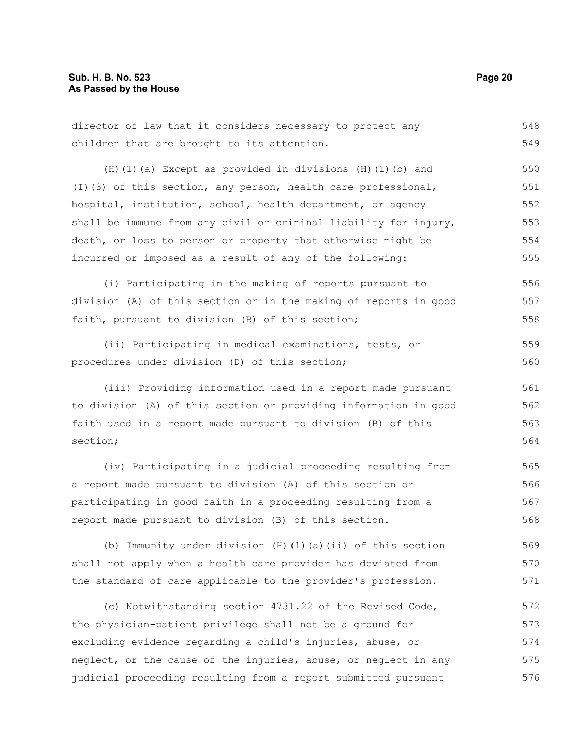director of law that it considers necessary to protect any children that are brought to its attention.

(H)(1)(a) Except as provided in divisions (H)(1)(b) and (I)(3) of this section, any person, health care professional, hospital, institution, school, health department, or agency shall be immune from any civil or criminal liability for injury, death, or loss to person or property that otherwise might be incurred or imposed as a result of any of the following:

(i) Participating in the making of reports pursuant to division (A) of this section or in the making of reports in good faith, pursuant to division (B) of this section;

(ii) Participating in medical examinations, tests, or procedures under division (D) of this section;

(iii) Providing information used in a report made pursuant to division (A) of this section or providing information in good faith used in a report made pursuant to division (B) of this section;

(iv) Participating in a judicial proceeding resulting from a report made pursuant to division (A) of this section or participating in good faith in a proceeding resulting from a report made pursuant to division (B) of this section.

(b) Immunity under division (H)(1)(a)(ii) of this section shall not apply when a health care provider has deviated from the standard of care applicable to the provider's profession.

(c) Notwithstanding section 4731.22 of the Revised Code, the physician-patient privilege shall not be a ground for excluding evidence regarding a child's injuries, abuse, or neglect, or the cause of the injuries, abuse, or neglect in any judicial proceeding resulting from a report submitted pursuant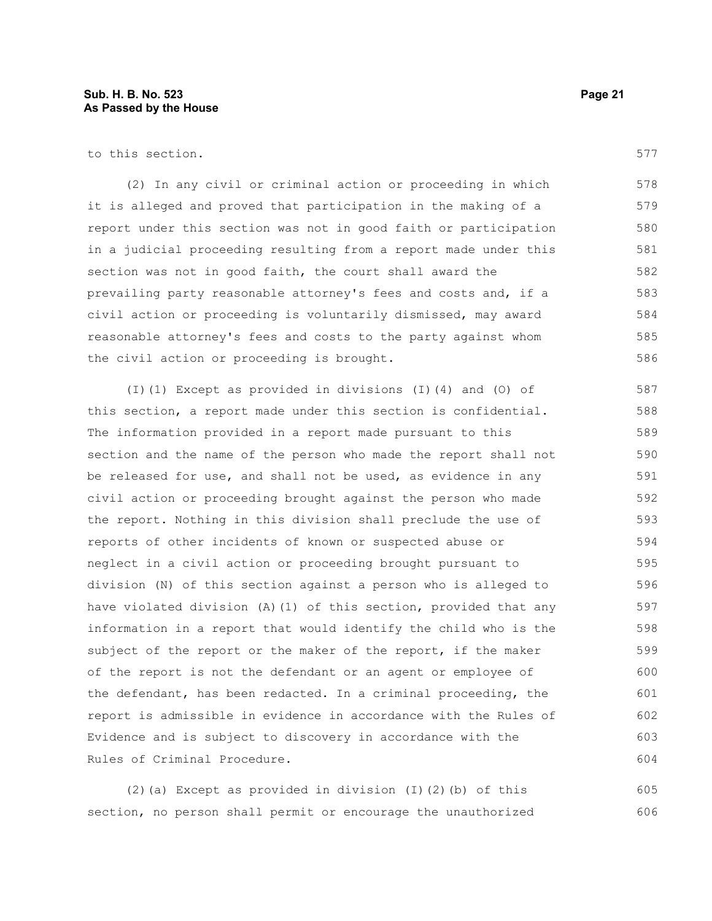to this section.

(2) In any civil or criminal action or proceeding in which it is alleged and proved that participation in the making of a report under this section was not in good faith or participation in a judicial proceeding resulting from a report made under this section was not in good faith, the court shall award the prevailing party reasonable attorney's fees and costs and, if a civil action or proceeding is voluntarily dismissed, may award reasonable attorney's fees and costs to the party against whom the civil action or proceeding is brought.

(I)(1) Except as provided in divisions (I)(4) and (O) of this section, a report made under this section is confidential. The information provided in a report made pursuant to this section and the name of the person who made the report shall not be released for use, and shall not be used, as evidence in any civil action or proceeding brought against the person who made the report. Nothing in this division shall preclude the use of reports of other incidents of known or suspected abuse or neglect in a civil action or proceeding brought pursuant to division (N) of this section against a person who is alleged to have violated division (A)(1) of this section, provided that any information in a report that would identify the child who is the subject of the report or the maker of the report, if the maker of the report is not the defendant or an agent or employee of the defendant, has been redacted. In a criminal proceeding, the report is admissible in evidence in accordance with the Rules of Evidence and is subject to discovery in accordance with the Rules of Criminal Procedure.

(2)(a) Except as provided in division (I)(2)(b) of this section, no person shall permit or encourage the unauthorized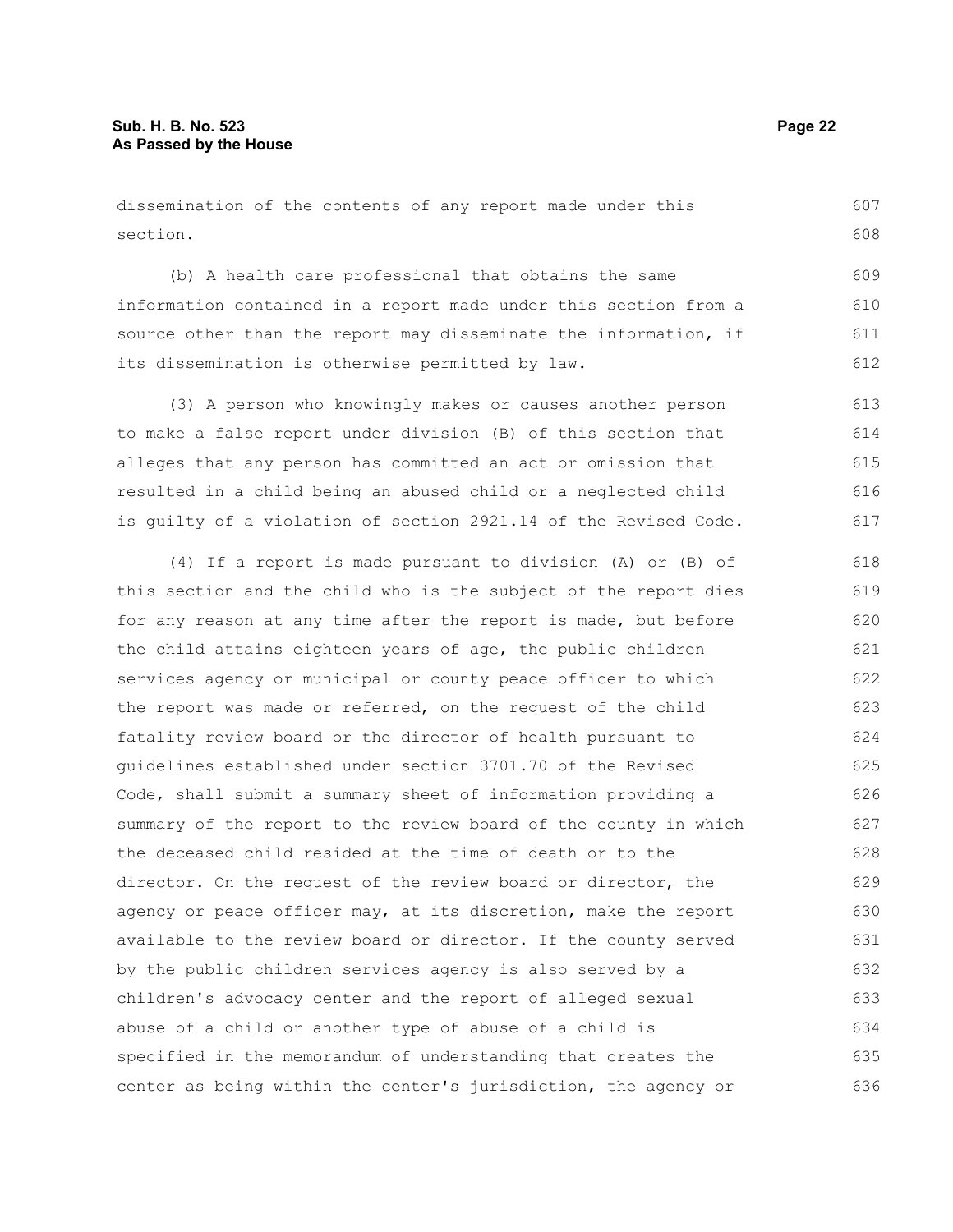dissemination of the contents of any report made under this section.

(b) A health care professional that obtains the same information contained in a report made under this section from a source other than the report may disseminate the information, if its dissemination is otherwise permitted by law.

(3) A person who knowingly makes or causes another person to make a false report under division (B) of this section that alleges that any person has committed an act or omission that resulted in a child being an abused child or a neglected child is guilty of a violation of section 2921.14 of the Revised Code.

(4) If a report is made pursuant to division (A) or (B) of this section and the child who is the subject of the report dies for any reason at any time after the report is made, but before the child attains eighteen years of age, the public children services agency or municipal or county peace officer to which the report was made or referred, on the request of the child fatality review board or the director of health pursuant to guidelines established under section 3701.70 of the Revised Code, shall submit a summary sheet of information providing a summary of the report to the review board of the county in which the deceased child resided at the time of death or to the director. On the request of the review board or director, the agency or peace officer may, at its discretion, make the report available to the review board or director. If the county served by the public children services agency is also served by a children's advocacy center and the report of alleged sexual abuse of a child or another type of abuse of a child is specified in the memorandum of understanding that creates the center as being within the center's jurisdiction, the agency or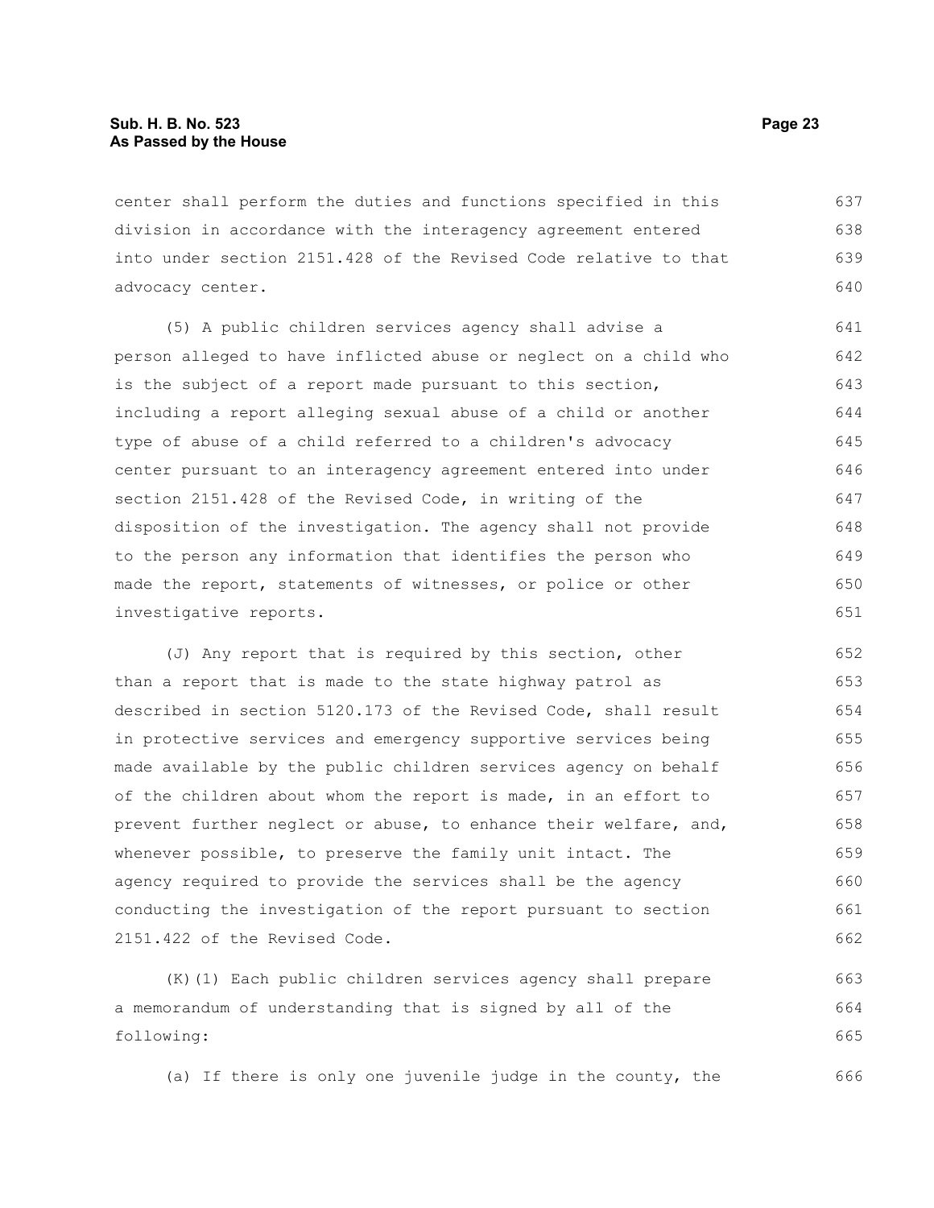center shall perform the duties and functions specified in this division in accordance with the interagency agreement entered into under section 2151.428 of the Revised Code relative to that advocacy center.

(5) A public children services agency shall advise a person alleged to have inflicted abuse or neglect on a child who is the subject of a report made pursuant to this section, including a report alleging sexual abuse of a child or another type of abuse of a child referred to a children's advocacy center pursuant to an interagency agreement entered into under section 2151.428 of the Revised Code, in writing of the disposition of the investigation. The agency shall not provide to the person any information that identifies the person who made the report, statements of witnesses, or police or other investigative reports.

(J) Any report that is required by this section, other than a report that is made to the state highway patrol as described in section 5120.173 of the Revised Code, shall result in protective services and emergency supportive services being made available by the public children services agency on behalf of the children about whom the report is made, in an effort to prevent further neglect or abuse, to enhance their welfare, and, whenever possible, to preserve the family unit intact. The agency required to provide the services shall be the agency conducting the investigation of the report pursuant to section 2151.422 of the Revised Code.

(K)(1) Each public children services agency shall prepare a memorandum of understanding that is signed by all of the following:

(a) If there is only one juvenile judge in the county, the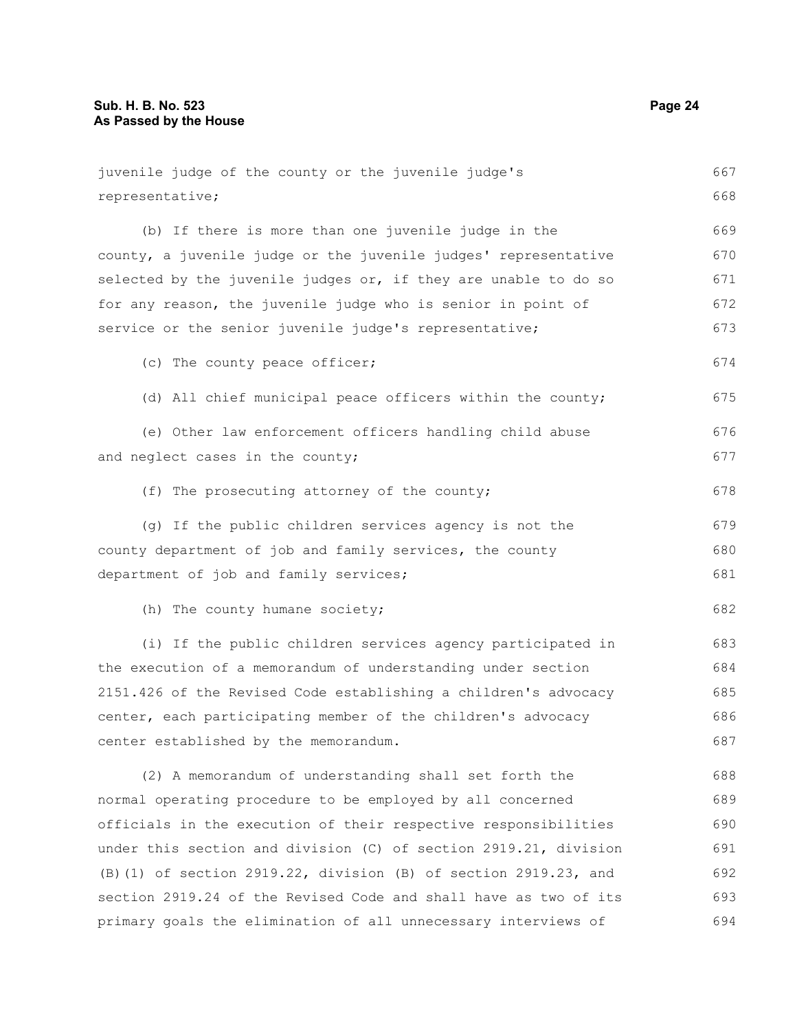juvenile judge of the county or the juvenile judge's representative;

(b) If there is more than one juvenile judge in the county, a juvenile judge or the juvenile judges' representative selected by the juvenile judges or, if they are unable to do so for any reason, the juvenile judge who is senior in point of service or the senior juvenile judge's representative;

(c) The county peace officer;

(d) All chief municipal peace officers within the county;

(e) Other law enforcement officers handling child abuse and neglect cases in the county;

(f) The prosecuting attorney of the county;

(g) If the public children services agency is not the county department of job and family services, the county department of job and family services;

(h) The county humane society;

(i) If the public children services agency participated in the execution of a memorandum of understanding under section 2151.426 of the Revised Code establishing a children's advocacy center, each participating member of the children's advocacy center established by the memorandum.

(2) A memorandum of understanding shall set forth the normal operating procedure to be employed by all concerned officials in the execution of their respective responsibilities under this section and division (C) of section 2919.21, division (B)(1) of section 2919.22, division (B) of section 2919.23, and section 2919.24 of the Revised Code and shall have as two of its primary goals the elimination of all unnecessary interviews of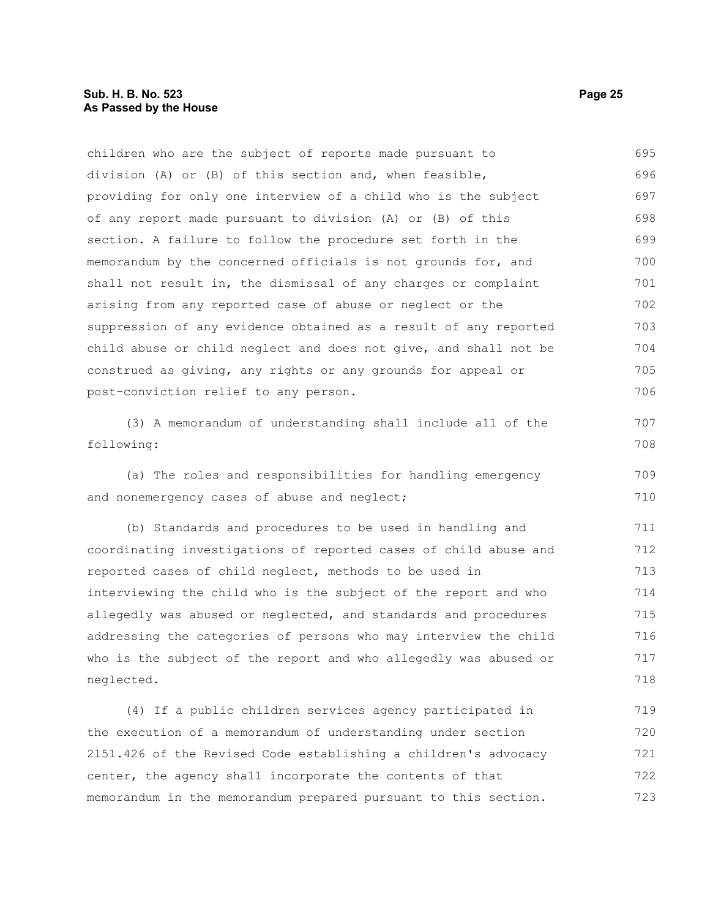children who are the subject of reports made pursuant to division (A) or (B) of this section and, when feasible, providing for only one interview of a child who is the subject of any report made pursuant to division (A) or (B) of this section. A failure to follow the procedure set forth in the memorandum by the concerned officials is not grounds for, and shall not result in, the dismissal of any charges or complaint arising from any reported case of abuse or neglect or the suppression of any evidence obtained as a result of any reported child abuse or child neglect and does not give, and shall not be construed as giving, any rights or any grounds for appeal or post-conviction relief to any person.

(3) A memorandum of understanding shall include all of the following:

(a) The roles and responsibilities for handling emergency and nonemergency cases of abuse and neglect;

(b) Standards and procedures to be used in handling and coordinating investigations of reported cases of child abuse and reported cases of child neglect, methods to be used in interviewing the child who is the subject of the report and who allegedly was abused or neglected, and standards and procedures addressing the categories of persons who may interview the child who is the subject of the report and who allegedly was abused or neglected.

(4) If a public children services agency participated in the execution of a memorandum of understanding under section 2151.426 of the Revised Code establishing a children's advocacy center, the agency shall incorporate the contents of that memorandum in the memorandum prepared pursuant to this section.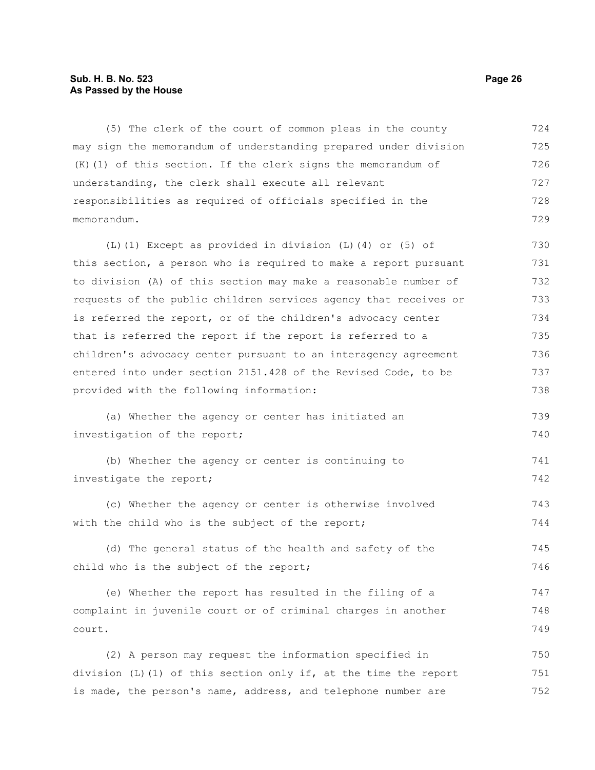(5) The clerk of the court of common pleas in the county may sign the memorandum of understanding prepared under division (K)(1) of this section. If the clerk signs the memorandum of understanding, the clerk shall execute all relevant responsibilities as required of officials specified in the memorandum.

(L)(1) Except as provided in division (L)(4) or (5) of this section, a person who is required to make a report pursuant to division (A) of this section may make a reasonable number of requests of the public children services agency that receives or is referred the report, or of the children's advocacy center that is referred the report if the report is referred to a children's advocacy center pursuant to an interagency agreement entered into under section 2151.428 of the Revised Code, to be provided with the following information:

(a) Whether the agency or center has initiated an investigation of the report;

(b) Whether the agency or center is continuing to investigate the report;

(c) Whether the agency or center is otherwise involved with the child who is the subject of the report;

(d) The general status of the health and safety of the child who is the subject of the report;

(e) Whether the report has resulted in the filing of a complaint in juvenile court or of criminal charges in another court.

(2) A person may request the information specified in division (L)(1) of this section only if, at the time the report is made, the person's name, address, and telephone number are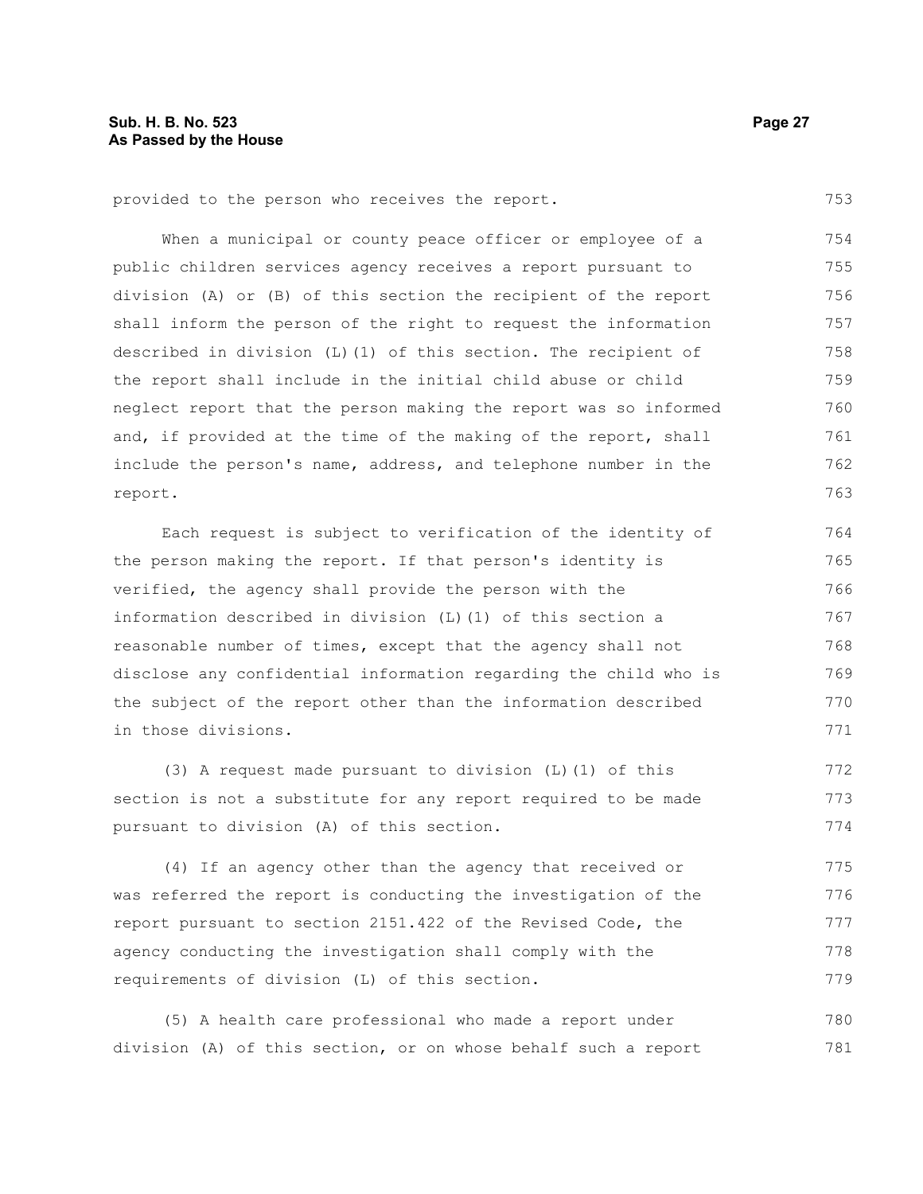provided to the person who receives the report.

When a municipal or county peace officer or employee of a public children services agency receives a report pursuant to division (A) or (B) of this section the recipient of the report shall inform the person of the right to request the information described in division (L)(1) of this section. The recipient of the report shall include in the initial child abuse or child neglect report that the person making the report was so informed and, if provided at the time of the making of the report, shall include the person's name, address, and telephone number in the report.

Each request is subject to verification of the identity of the person making the report. If that person's identity is verified, the agency shall provide the person with the information described in division (L)(1) of this section a reasonable number of times, except that the agency shall not disclose any confidential information regarding the child who is the subject of the report other than the information described in those divisions.

(3) A request made pursuant to division (L)(1) of this section is not a substitute for any report required to be made pursuant to division (A) of this section.

(4) If an agency other than the agency that received or was referred the report is conducting the investigation of the report pursuant to section 2151.422 of the Revised Code, the agency conducting the investigation shall comply with the requirements of division (L) of this section.

(5) A health care professional who made a report under division (A) of this section, or on whose behalf such a report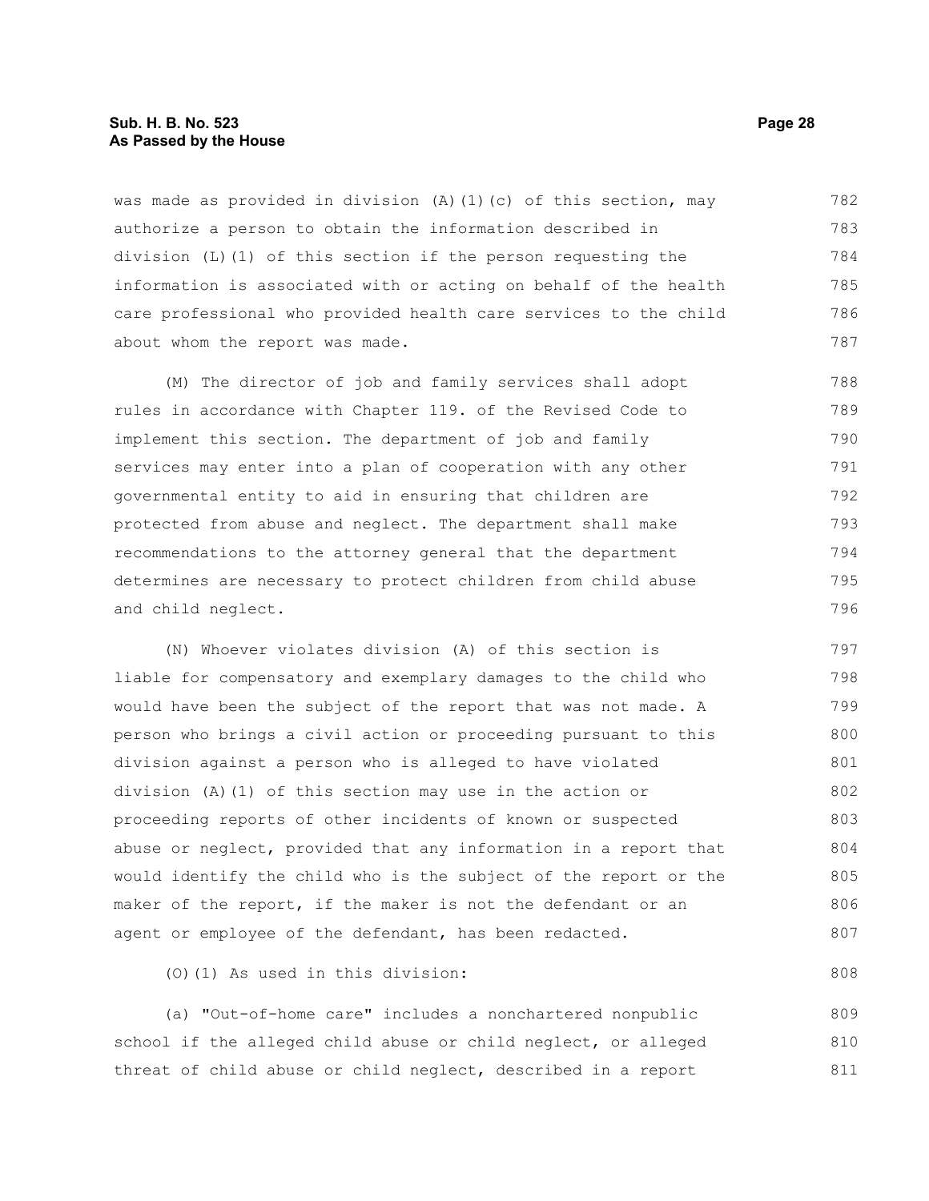was made as provided in division (A)(1)(c) of this section, may authorize a person to obtain the information described in division (L)(1) of this section if the person requesting the information is associated with or acting on behalf of the health care professional who provided health care services to the child about whom the report was made.

(M) The director of job and family services shall adopt rules in accordance with Chapter 119. of the Revised Code to implement this section. The department of job and family services may enter into a plan of cooperation with any other governmental entity to aid in ensuring that children are protected from abuse and neglect. The department shall make recommendations to the attorney general that the department determines are necessary to protect children from child abuse and child neglect.

(N) Whoever violates division (A) of this section is liable for compensatory and exemplary damages to the child who would have been the subject of the report that was not made. A person who brings a civil action or proceeding pursuant to this division against a person who is alleged to have violated division (A)(1) of this section may use in the action or proceeding reports of other incidents of known or suspected abuse or neglect, provided that any information in a report that would identify the child who is the subject of the report or the maker of the report, if the maker is not the defendant or an agent or employee of the defendant, has been redacted.

(O)(1) As used in this division:

(a) "Out-of-home care" includes a nonchartered nonpublic school if the alleged child abuse or child neglect, or alleged threat of child abuse or child neglect, described in a report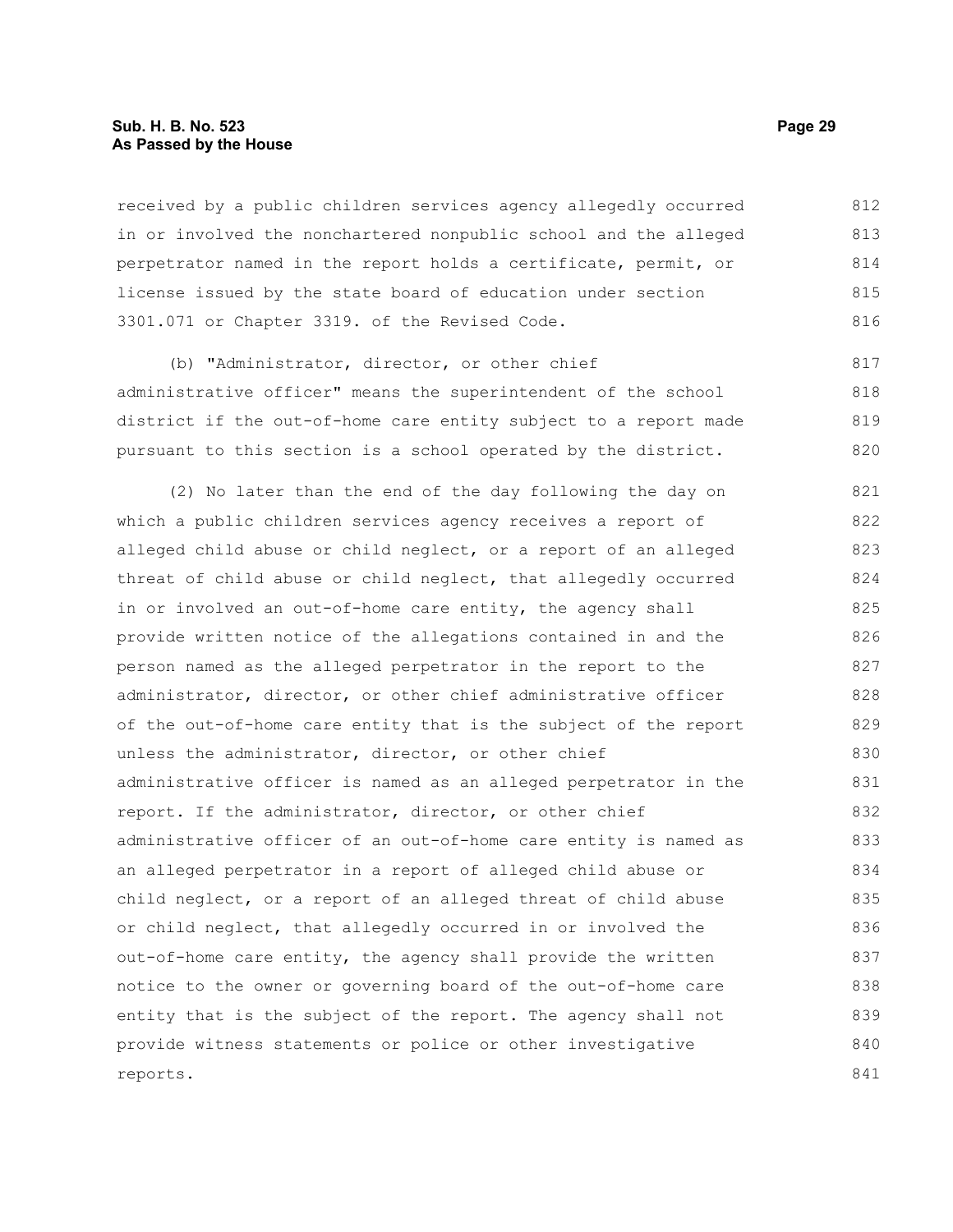received by a public children services agency allegedly occurred in or involved the nonchartered nonpublic school and the alleged perpetrator named in the report holds a certificate, permit, or license issued by the state board of education under section 3301.071 or Chapter 3319. of the Revised Code.

(b) "Administrator, director, or other chief administrative officer" means the superintendent of the school district if the out-of-home care entity subject to a report made pursuant to this section is a school operated by the district.

(2) No later than the end of the day following the day on which a public children services agency receives a report of alleged child abuse or child neglect, or a report of an alleged threat of child abuse or child neglect, that allegedly occurred in or involved an out-of-home care entity, the agency shall provide written notice of the allegations contained in and the person named as the alleged perpetrator in the report to the administrator, director, or other chief administrative officer of the out-of-home care entity that is the subject of the report unless the administrator, director, or other chief administrative officer is named as an alleged perpetrator in the report. If the administrator, director, or other chief administrative officer of an out-of-home care entity is named as an alleged perpetrator in a report of alleged child abuse or child neglect, or a report of an alleged threat of child abuse or child neglect, that allegedly occurred in or involved the out-of-home care entity, the agency shall provide the written notice to the owner or governing board of the out-of-home care entity that is the subject of the report. The agency shall not provide witness statements or police or other investigative reports.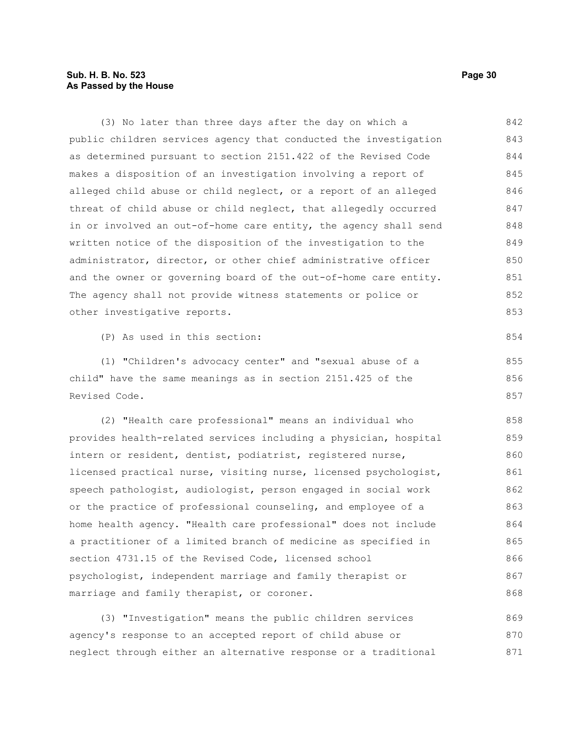(3) No later than three days after the day on which a public children services agency that conducted the investigation as determined pursuant to section 2151.422 of the Revised Code makes a disposition of an investigation involving a report of alleged child abuse or child neglect, or a report of an alleged threat of child abuse or child neglect, that allegedly occurred in or involved an out-of-home care entity, the agency shall send written notice of the disposition of the investigation to the administrator, director, or other chief administrative officer and the owner or governing board of the out-of-home care entity. The agency shall not provide witness statements or police or other investigative reports.

(P) As used in this section:

(1) "Children's advocacy center" and "sexual abuse of a child" have the same meanings as in section 2151.425 of the Revised Code.

(2) "Health care professional" means an individual who provides health-related services including a physician, hospital intern or resident, dentist, podiatrist, registered nurse, licensed practical nurse, visiting nurse, licensed psychologist, speech pathologist, audiologist, person engaged in social work or the practice of professional counseling, and employee of a home health agency. "Health care professional" does not include a practitioner of a limited branch of medicine as specified in section 4731.15 of the Revised Code, licensed school psychologist, independent marriage and family therapist or marriage and family therapist, or coroner.

(3) "Investigation" means the public children services agency's response to an accepted report of child abuse or neglect through either an alternative response or a traditional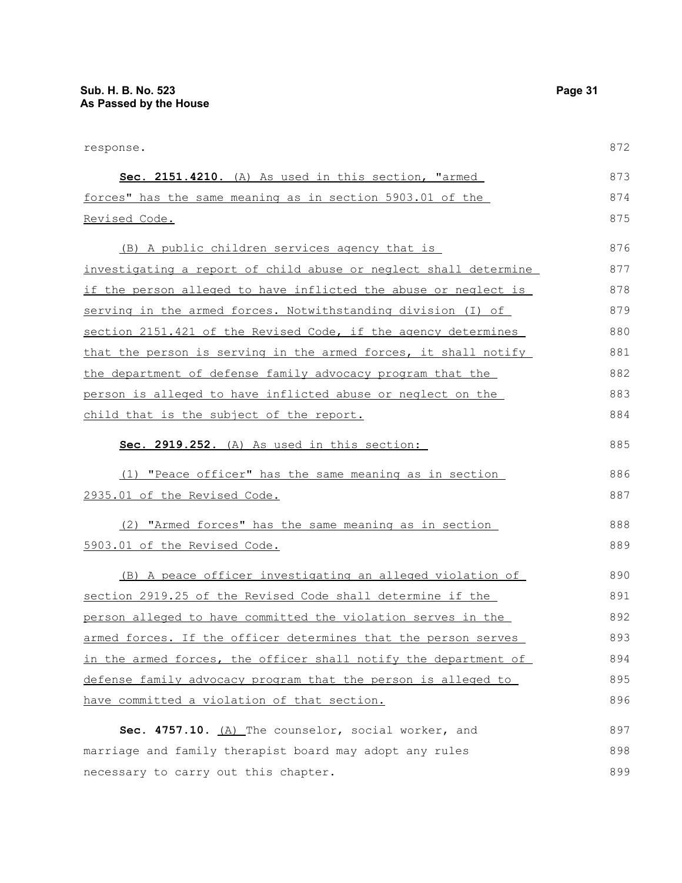response.

**Sec. 2151.4210.** (A) As used in this section, "armed forces" has the same meaning as in section 5903.01 of the Revised Code.

(B) A public children services agency that is investigating a report of child abuse or neglect shall determine if the person alleged to have inflicted the abuse or neglect is serving in the armed forces. Notwithstanding division (I) of section 2151.421 of the Revised Code, if the agency determines that the person is serving in the armed forces, it shall notify the department of defense family advocacy program that the person is alleged to have inflicted abuse or neglect on the child that is the subject of the report.

**Sec. 2919.252.** (A) As used in this section:

(1) "Peace officer" has the same meaning as in section 2935.01 of the Revised Code.

(2) "Armed forces" has the same meaning as in section 5903.01 of the Revised Code.

(B) A peace officer investigating an alleged violation of section 2919.25 of the Revised Code shall determine if the person alleged to have committed the violation serves in the armed forces. If the officer determines that the person serves in the armed forces, the officer shall notify the department of defense family advocacy program that the person is alleged to have committed a violation of that section.

**Sec. 4757.10.** (A) The counselor, social worker, and marriage and family therapist board may adopt any rules necessary to carry out this chapter.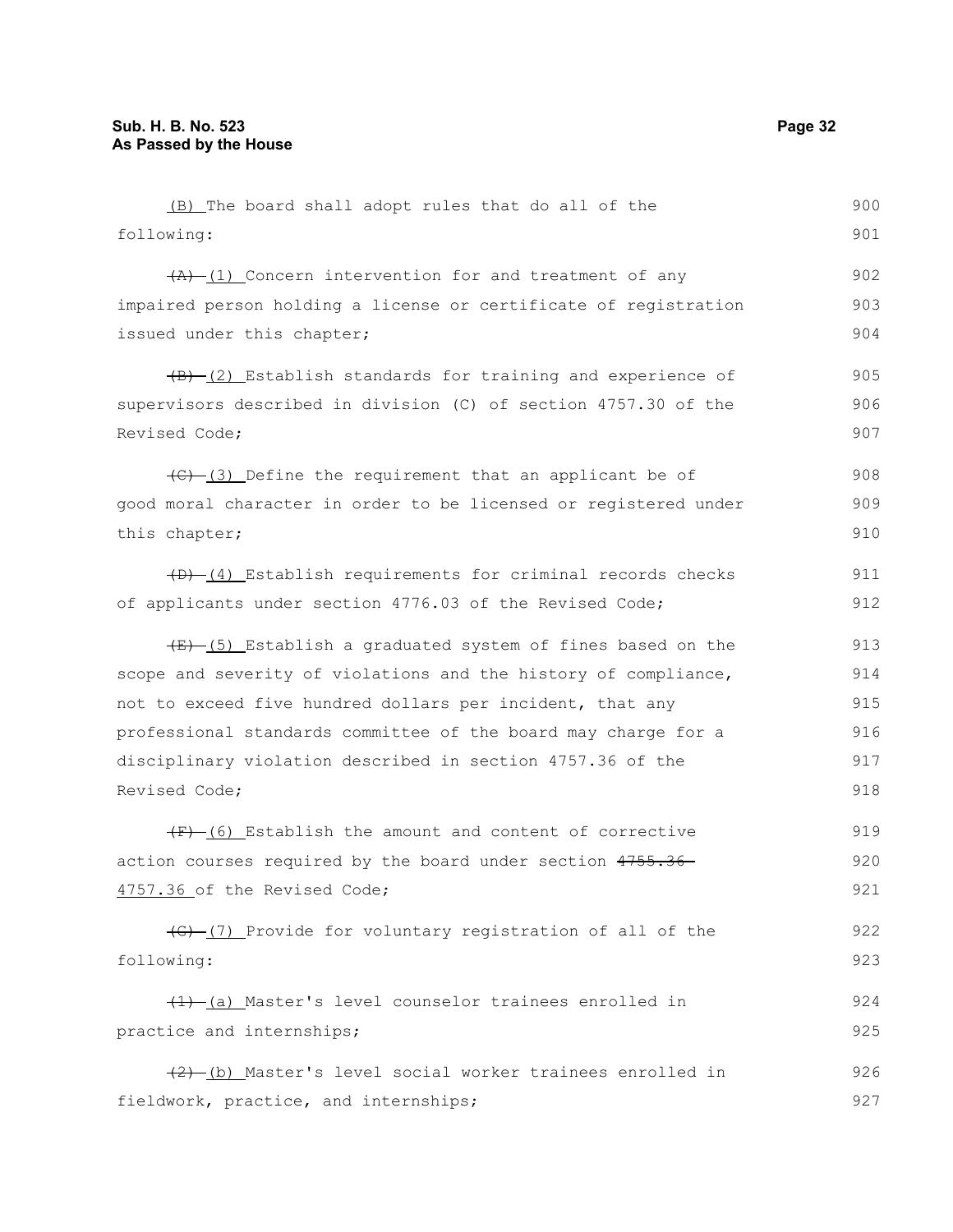(B) The board shall adopt rules that do all of the following:

~~(A)~~ (1) Concern intervention for and treatment of any impaired person holding a license or certificate of registration issued under this chapter;

~~(B)~~ (2) Establish standards for training and experience of supervisors described in division (C) of section 4757.30 of the Revised Code;

~~(C)~~ (3) Define the requirement that an applicant be of good moral character in order to be licensed or registered under this chapter;

~~(D)~~ (4) Establish requirements for criminal records checks of applicants under section 4776.03 of the Revised Code;

~~(E)~~ (5) Establish a graduated system of fines based on the scope and severity of violations and the history of compliance, not to exceed five hundred dollars per incident, that any professional standards committee of the board may charge for a disciplinary violation described in section 4757.36 of the Revised Code;

~~(F)~~ (6) Establish the amount and content of corrective action courses required by the board under section ~~4755.36~~ 4757.36 of the Revised Code;

~~(G)~~ (7) Provide for voluntary registration of all of the following:

~~(1)~~ (a) Master's level counselor trainees enrolled in practice and internships;

~~(2)~~ (b) Master's level social worker trainees enrolled in fieldwork, practice, and internships;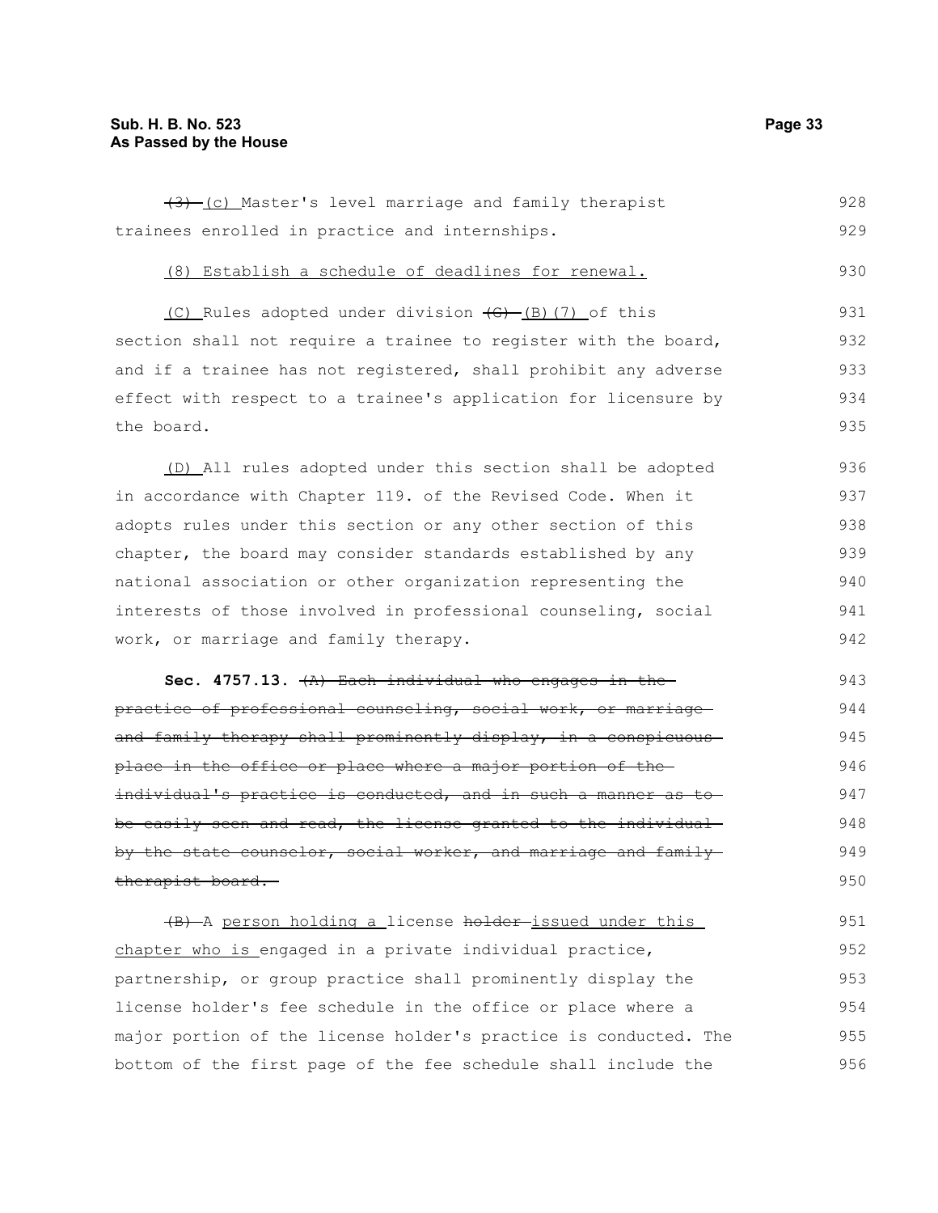(3) (c) Master's level marriage and family therapist trainees enrolled in practice and internships.

(8) Establish a schedule of deadlines for renewal.

(C) Rules adopted under division (G) (B)(7) of this section shall not require a trainee to register with the board, and if a trainee has not registered, shall prohibit any adverse effect with respect to a trainee's application for licensure by the board.

(D) All rules adopted under this section shall be adopted in accordance with Chapter 119. of the Revised Code. When it adopts rules under this section or any other section of this chapter, the board may consider standards established by any national association or other organization representing the interests of those involved in professional counseling, social work, or marriage and family therapy.

**Sec. 4757.13.** ~~(A) Each individual who engages in the practice of professional counseling, social work, or marriage and family therapy shall prominently display, in a conspicuous place in the office or place where a major portion of the individual's practice is conducted, and in such a manner as to be easily seen and read, the license granted to the individual by the state counselor, social worker, and marriage and family therapist board.~~

~~(B)~~ A person holding a license ~~holder~~ issued under this chapter who is engaged in a private individual practice, partnership, or group practice shall prominently display the license holder's fee schedule in the office or place where a major portion of the license holder's practice is conducted. The bottom of the first page of the fee schedule shall include the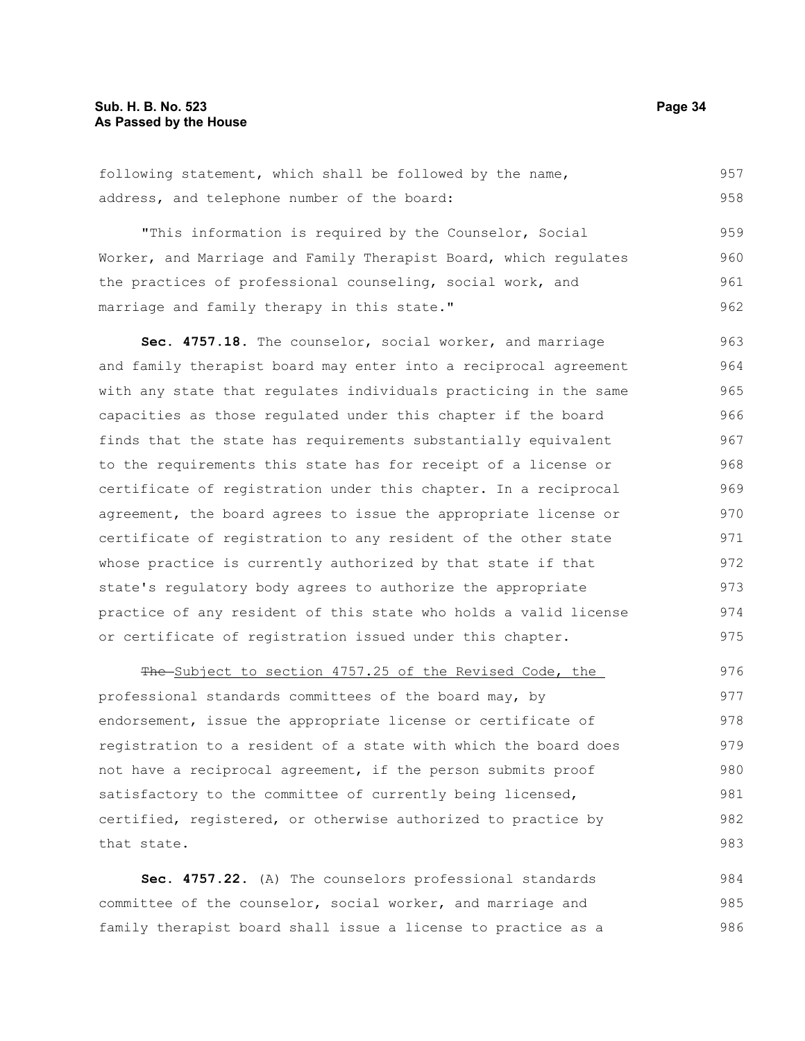following statement, which shall be followed by the name, address, and telephone number of the board:

"This information is required by the Counselor, Social Worker, and Marriage and Family Therapist Board, which regulates the practices of professional counseling, social work, and marriage and family therapy in this state."

**Sec. 4757.18.** The counselor, social worker, and marriage and family therapist board may enter into a reciprocal agreement with any state that regulates individuals practicing in the same capacities as those regulated under this chapter if the board finds that the state has requirements substantially equivalent to the requirements this state has for receipt of a license or certificate of registration under this chapter. In a reciprocal agreement, the board agrees to issue the appropriate license or certificate of registration to any resident of the other state whose practice is currently authorized by that state if that state's regulatory body agrees to authorize the appropriate practice of any resident of this state who holds a valid license or certificate of registration issued under this chapter.

~~The~~ Subject to section 4757.25 of the Revised Code, the professional standards committees of the board may, by endorsement, issue the appropriate license or certificate of registration to a resident of a state with which the board does not have a reciprocal agreement, if the person submits proof satisfactory to the committee of currently being licensed, certified, registered, or otherwise authorized to practice by that state.

**Sec. 4757.22.** (A) The counselors professional standards committee of the counselor, social worker, and marriage and family therapist board shall issue a license to practice as a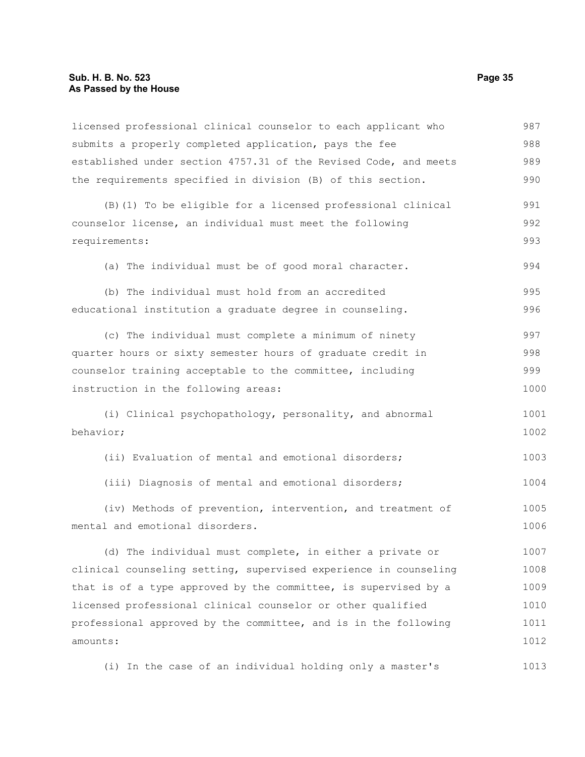licensed professional clinical counselor to each applicant who submits a properly completed application, pays the fee established under section 4757.31 of the Revised Code, and meets the requirements specified in division (B) of this section.

(B)(1) To be eligible for a licensed professional clinical counselor license, an individual must meet the following requirements:

(a) The individual must be of good moral character.

(b) The individual must hold from an accredited educational institution a graduate degree in counseling.

(c) The individual must complete a minimum of ninety quarter hours or sixty semester hours of graduate credit in counselor training acceptable to the committee, including instruction in the following areas:

(i) Clinical psychopathology, personality, and abnormal behavior;

(ii) Evaluation of mental and emotional disorders;

(iii) Diagnosis of mental and emotional disorders;

(iv) Methods of prevention, intervention, and treatment of mental and emotional disorders.

(d) The individual must complete, in either a private or clinical counseling setting, supervised experience in counseling that is of a type approved by the committee, is supervised by a licensed professional clinical counselor or other qualified professional approved by the committee, and is in the following amounts:

(i) In the case of an individual holding only a master's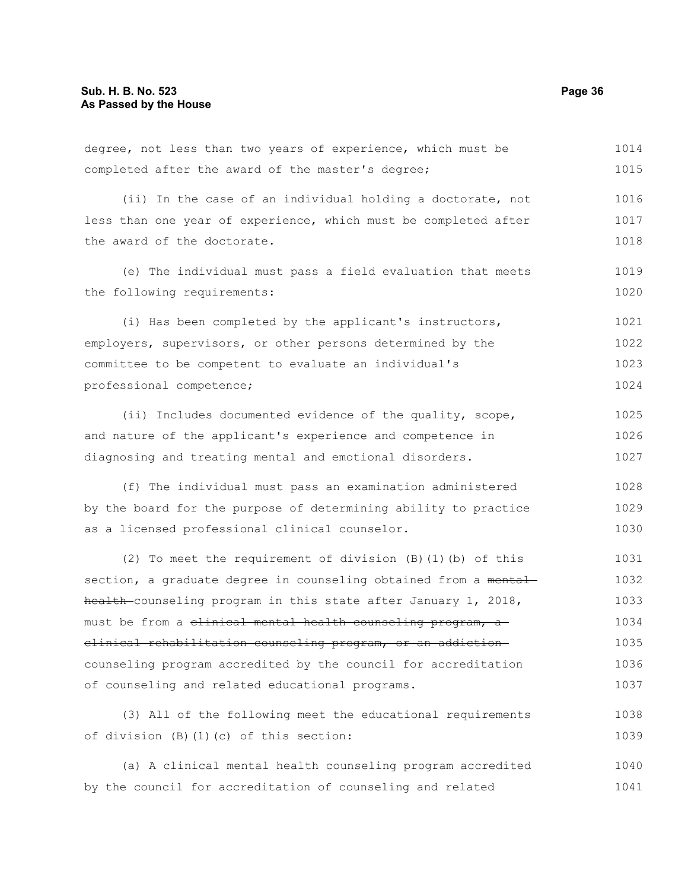degree, not less than two years of experience, which must be completed after the award of the master's degree;

(ii) In the case of an individual holding a doctorate, not less than one year of experience, which must be completed after the award of the doctorate.

(e) The individual must pass a field evaluation that meets the following requirements:

(i) Has been completed by the applicant's instructors, employers, supervisors, or other persons determined by the committee to be competent to evaluate an individual's professional competence;

(ii) Includes documented evidence of the quality, scope, and nature of the applicant's experience and competence in diagnosing and treating mental and emotional disorders.

(f) The individual must pass an examination administered by the board for the purpose of determining ability to practice as a licensed professional clinical counselor.

(2) To meet the requirement of division (B)(1)(b) of this section, a graduate degree in counseling obtained from a ~~mental health~~ counseling program in this state after January 1, 2018, must be from a ~~clinical mental health counseling program, a clinical rehabilitation counseling program, or an addiction~~ counseling program accredited by the council for accreditation of counseling and related educational programs.

(3) All of the following meet the educational requirements of division (B)(1)(c) of this section:

(a) A clinical mental health counseling program accredited by the council for accreditation of counseling and related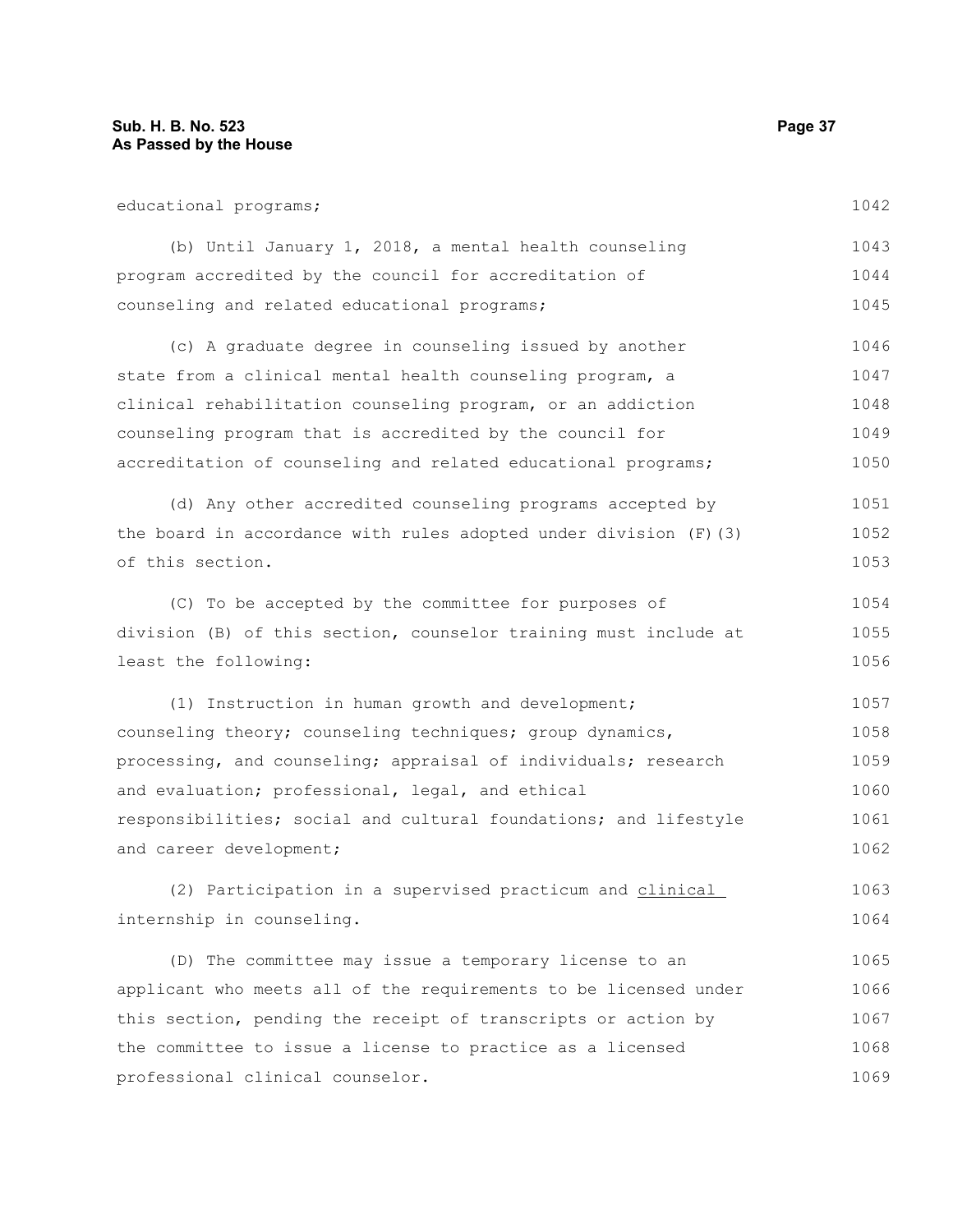educational programs;

(b) Until January 1, 2018, a mental health counseling program accredited by the council for accreditation of counseling and related educational programs;

(c) A graduate degree in counseling issued by another state from a clinical mental health counseling program, a clinical rehabilitation counseling program, or an addiction counseling program that is accredited by the council for accreditation of counseling and related educational programs;

(d) Any other accredited counseling programs accepted by the board in accordance with rules adopted under division (F)(3) of this section.

(C) To be accepted by the committee for purposes of division (B) of this section, counselor training must include at least the following:

(1) Instruction in human growth and development; counseling theory; counseling techniques; group dynamics, processing, and counseling; appraisal of individuals; research and evaluation; professional, legal, and ethical responsibilities; social and cultural foundations; and lifestyle and career development;

(2) Participation in a supervised practicum and <u>clinical</u> internship in counseling.

(D) The committee may issue a temporary license to an applicant who meets all of the requirements to be licensed under this section, pending the receipt of transcripts or action by the committee to issue a license to practice as a licensed professional clinical counselor.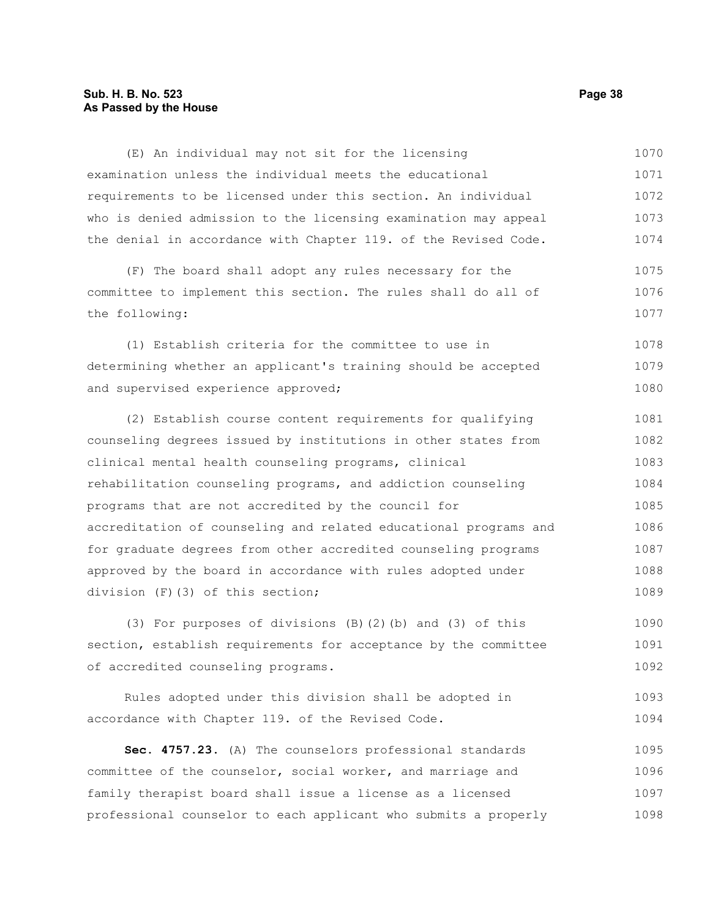(E) An individual may not sit for the licensing examination unless the individual meets the educational requirements to be licensed under this section. An individual who is denied admission to the licensing examination may appeal the denial in accordance with Chapter 119. of the Revised Code.

(F) The board shall adopt any rules necessary for the committee to implement this section. The rules shall do all of the following:

(1) Establish criteria for the committee to use in determining whether an applicant's training should be accepted and supervised experience approved;

(2) Establish course content requirements for qualifying counseling degrees issued by institutions in other states from clinical mental health counseling programs, clinical rehabilitation counseling programs, and addiction counseling programs that are not accredited by the council for accreditation of counseling and related educational programs and for graduate degrees from other accredited counseling programs approved by the board in accordance with rules adopted under division (F)(3) of this section;

(3) For purposes of divisions (B)(2)(b) and (3) of this section, establish requirements for acceptance by the committee of accredited counseling programs.

Rules adopted under this division shall be adopted in accordance with Chapter 119. of the Revised Code.

**Sec. 4757.23.** (A) The counselors professional standards committee of the counselor, social worker, and marriage and family therapist board shall issue a license as a licensed professional counselor to each applicant who submits a properly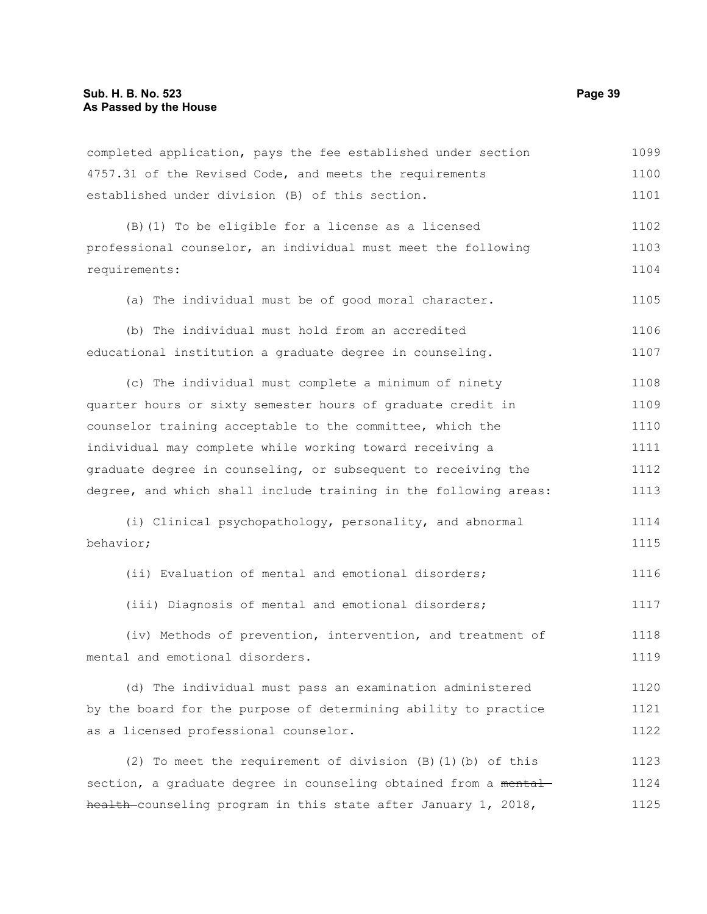completed application, pays the fee established under section 4757.31 of the Revised Code, and meets the requirements established under division (B) of this section.

(B)(1) To be eligible for a license as a licensed professional counselor, an individual must meet the following requirements:

(a) The individual must be of good moral character.

(b) The individual must hold from an accredited educational institution a graduate degree in counseling.

(c) The individual must complete a minimum of ninety quarter hours or sixty semester hours of graduate credit in counselor training acceptable to the committee, which the individual may complete while working toward receiving a graduate degree in counseling, or subsequent to receiving the degree, and which shall include training in the following areas:

(i) Clinical psychopathology, personality, and abnormal behavior;

(ii) Evaluation of mental and emotional disorders;

(iii) Diagnosis of mental and emotional disorders;

(iv) Methods of prevention, intervention, and treatment of mental and emotional disorders.

(d) The individual must pass an examination administered by the board for the purpose of determining ability to practice as a licensed professional counselor.

(2) To meet the requirement of division (B)(1)(b) of this section, a graduate degree in counseling obtained from a ~~mental health~~ counseling program in this state after January 1, 2018,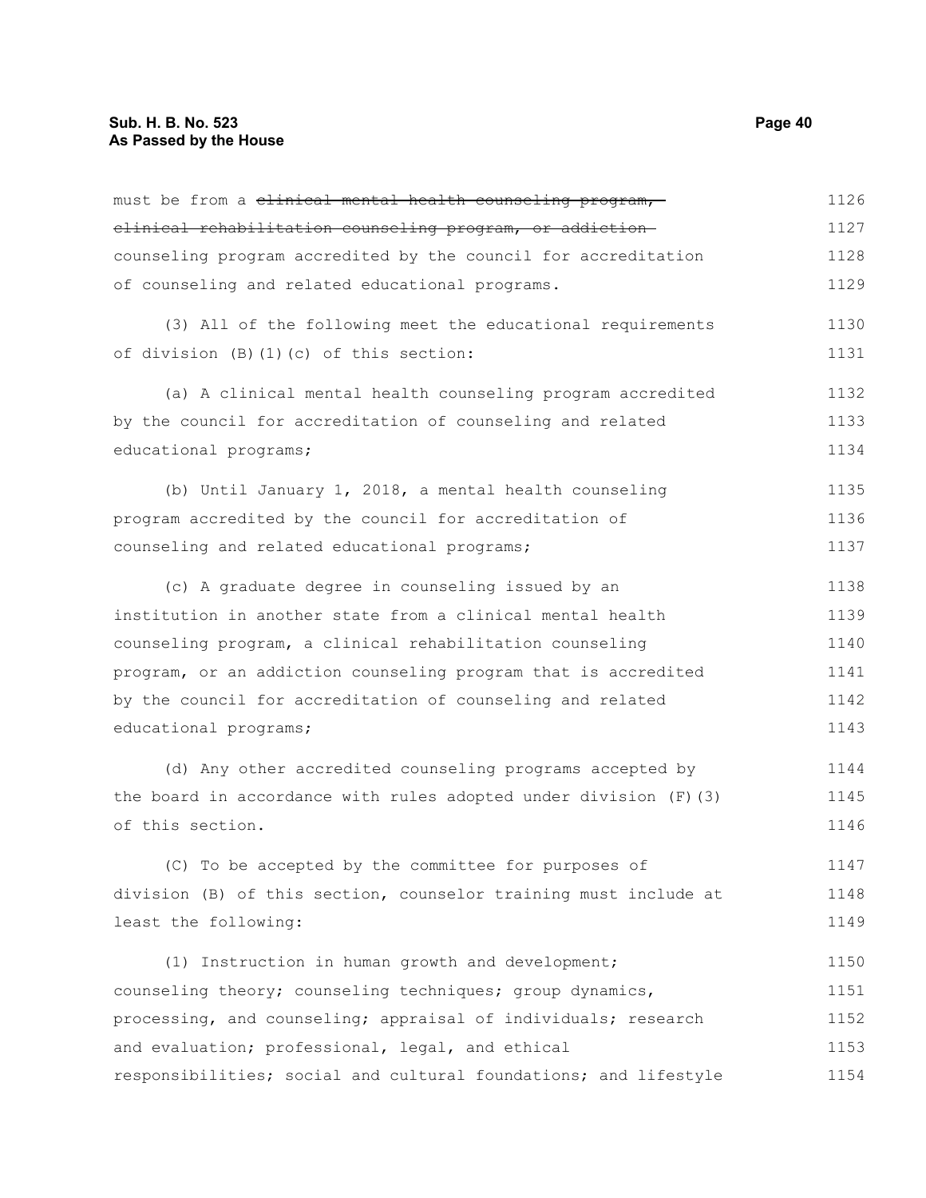must be from a ~~clinical mental health counseling program, clinical rehabilitation counseling program, or addiction~~ counseling program accredited by the council for accreditation of counseling and related educational programs.

(3) All of the following meet the educational requirements of division (B)(1)(c) of this section:

(a) A clinical mental health counseling program accredited by the council for accreditation of counseling and related educational programs;

(b) Until January 1, 2018, a mental health counseling program accredited by the council for accreditation of counseling and related educational programs;

(c) A graduate degree in counseling issued by an institution in another state from a clinical mental health counseling program, a clinical rehabilitation counseling program, or an addiction counseling program that is accredited by the council for accreditation of counseling and related educational programs;

(d) Any other accredited counseling programs accepted by the board in accordance with rules adopted under division (F)(3) of this section.

(C) To be accepted by the committee for purposes of division (B) of this section, counselor training must include at least the following:

(1) Instruction in human growth and development; counseling theory; counseling techniques; group dynamics, processing, and counseling; appraisal of individuals; research and evaluation; professional, legal, and ethical responsibilities; social and cultural foundations; and lifestyle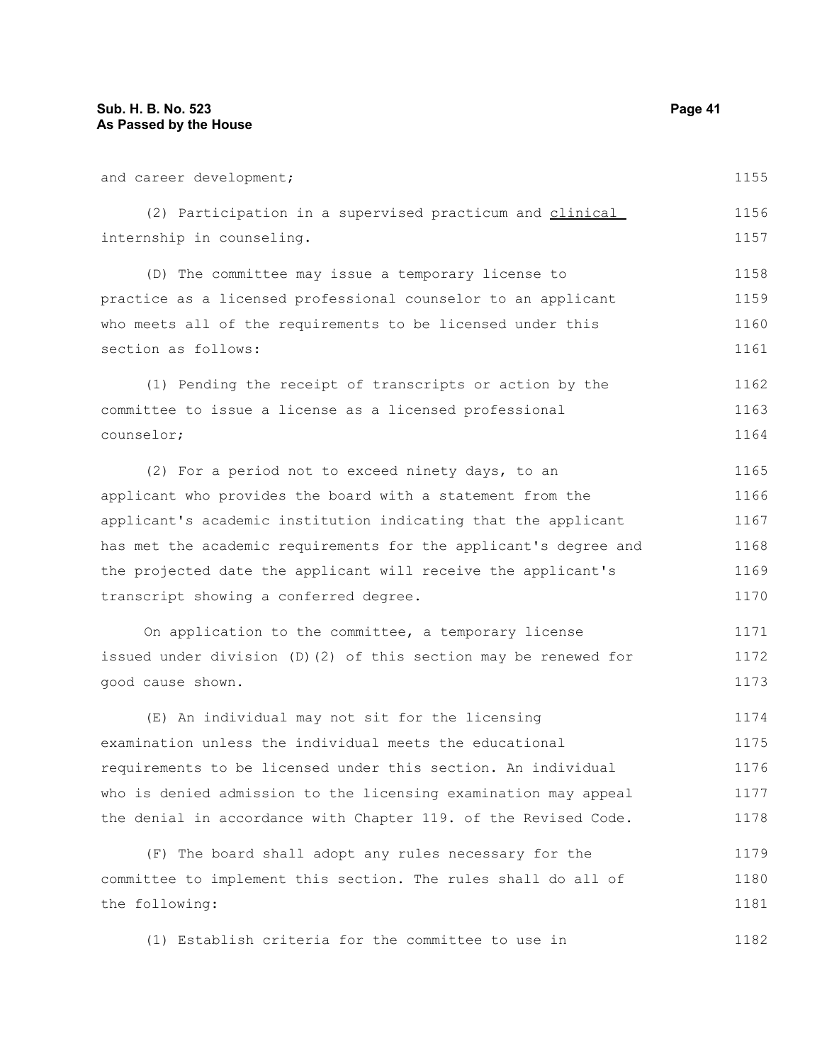and career development;

(2) Participation in a supervised practicum and clinical internship in counseling.

(D) The committee may issue a temporary license to practice as a licensed professional counselor to an applicant who meets all of the requirements to be licensed under this section as follows:

(1) Pending the receipt of transcripts or action by the committee to issue a license as a licensed professional counselor;

(2) For a period not to exceed ninety days, to an applicant who provides the board with a statement from the applicant's academic institution indicating that the applicant has met the academic requirements for the applicant's degree and the projected date the applicant will receive the applicant's transcript showing a conferred degree.

On application to the committee, a temporary license issued under division (D)(2) of this section may be renewed for good cause shown.

(E) An individual may not sit for the licensing examination unless the individual meets the educational requirements to be licensed under this section. An individual who is denied admission to the licensing examination may appeal the denial in accordance with Chapter 119. of the Revised Code.

(F) The board shall adopt any rules necessary for the committee to implement this section. The rules shall do all of the following:

(1) Establish criteria for the committee to use in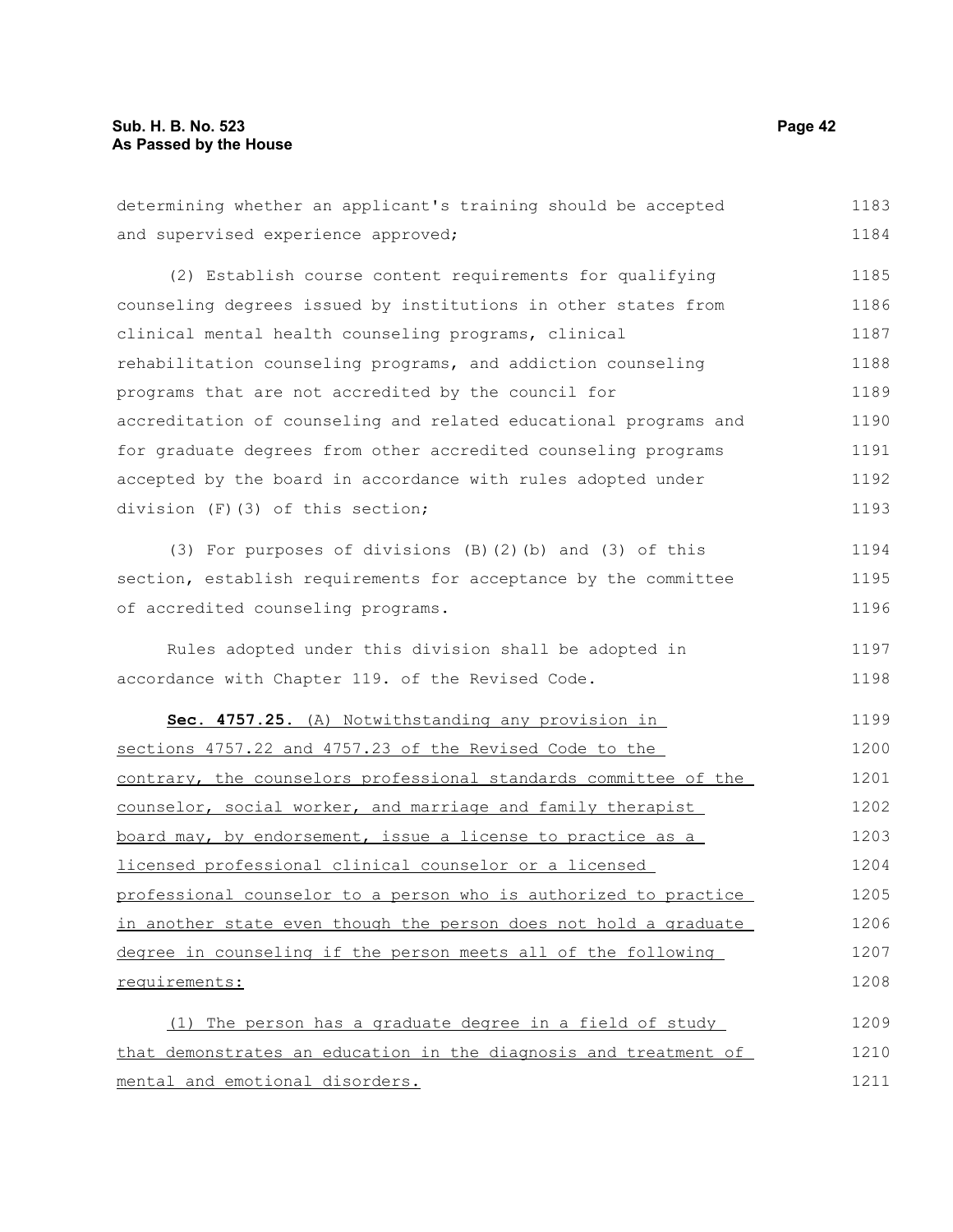determining whether an applicant's training should be accepted and supervised experience approved;

(2) Establish course content requirements for qualifying counseling degrees issued by institutions in other states from clinical mental health counseling programs, clinical rehabilitation counseling programs, and addiction counseling programs that are not accredited by the council for accreditation of counseling and related educational programs and for graduate degrees from other accredited counseling programs accepted by the board in accordance with rules adopted under division (F)(3) of this section;

(3) For purposes of divisions (B)(2)(b) and (3) of this section, establish requirements for acceptance by the committee of accredited counseling programs.

Rules adopted under this division shall be adopted in accordance with Chapter 119. of the Revised Code.

**Sec. 4757.25.** (A) Notwithstanding any provision in sections 4757.22 and 4757.23 of the Revised Code to the contrary, the counselors professional standards committee of the counselor, social worker, and marriage and family therapist board may, by endorsement, issue a license to practice as a licensed professional clinical counselor or a licensed professional counselor to a person who is authorized to practice in another state even though the person does not hold a graduate degree in counseling if the person meets all of the following requirements:

(1) The person has a graduate degree in a field of study that demonstrates an education in the diagnosis and treatment of mental and emotional disorders.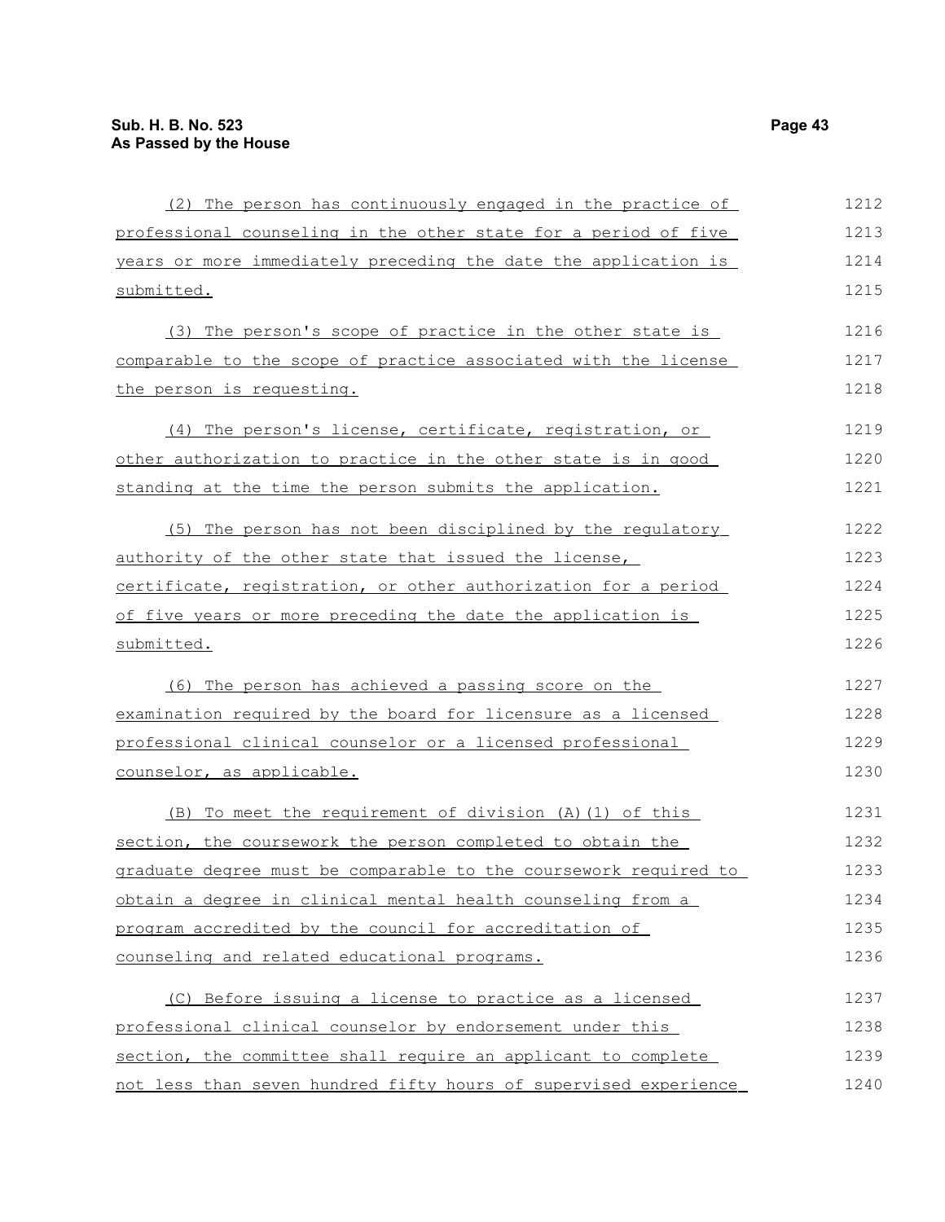(2) The person has continuously engaged in the practice of professional counseling in the other state for a period of five years or more immediately preceding the date the application is submitted.

(3) The person's scope of practice in the other state is comparable to the scope of practice associated with the license the person is requesting.

(4) The person's license, certificate, registration, or other authorization to practice in the other state is in good standing at the time the person submits the application.

(5) The person has not been disciplined by the regulatory authority of the other state that issued the license, certificate, registration, or other authorization for a period of five years or more preceding the date the application is submitted.

(6) The person has achieved a passing score on the examination required by the board for licensure as a licensed professional clinical counselor or a licensed professional counselor, as applicable.

(B) To meet the requirement of division (A)(1) of this section, the coursework the person completed to obtain the graduate degree must be comparable to the coursework required to obtain a degree in clinical mental health counseling from a program accredited by the council for accreditation of counseling and related educational programs.

(C) Before issuing a license to practice as a licensed professional clinical counselor by endorsement under this section, the committee shall require an applicant to complete not less than seven hundred fifty hours of supervised experience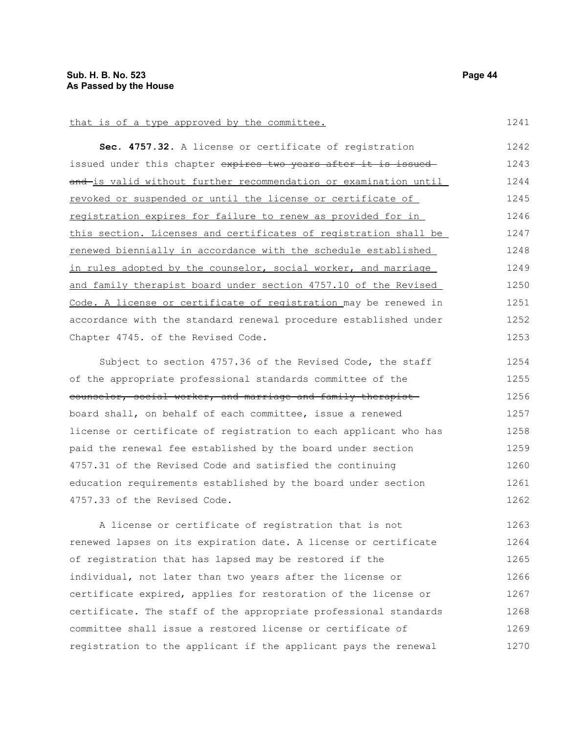that is of a type approved by the committee.

**Sec. 4757.32.** A license or certificate of registration issued under this chapter ~~expires two years after it is issued and~~ is valid without further recommendation or examination until revoked or suspended or until the license or certificate of registration expires for failure to renew as provided for in this section. Licenses and certificates of registration shall be renewed biennially in accordance with the schedule established in rules adopted by the counselor, social worker, and marriage and family therapist board under section 4757.10 of the Revised Code. A license or certificate of registration may be renewed in accordance with the standard renewal procedure established under Chapter 4745. of the Revised Code.

Subject to section 4757.36 of the Revised Code, the staff of the appropriate professional standards committee of the ~~counselor, social worker, and marriage and family therapist~~ board shall, on behalf of each committee, issue a renewed license or certificate of registration to each applicant who has paid the renewal fee established by the board under section 4757.31 of the Revised Code and satisfied the continuing education requirements established by the board under section 4757.33 of the Revised Code.

A license or certificate of registration that is not renewed lapses on its expiration date. A license or certificate of registration that has lapsed may be restored if the individual, not later than two years after the license or certificate expired, applies for restoration of the license or certificate. The staff of the appropriate professional standards committee shall issue a restored license or certificate of registration to the applicant if the applicant pays the renewal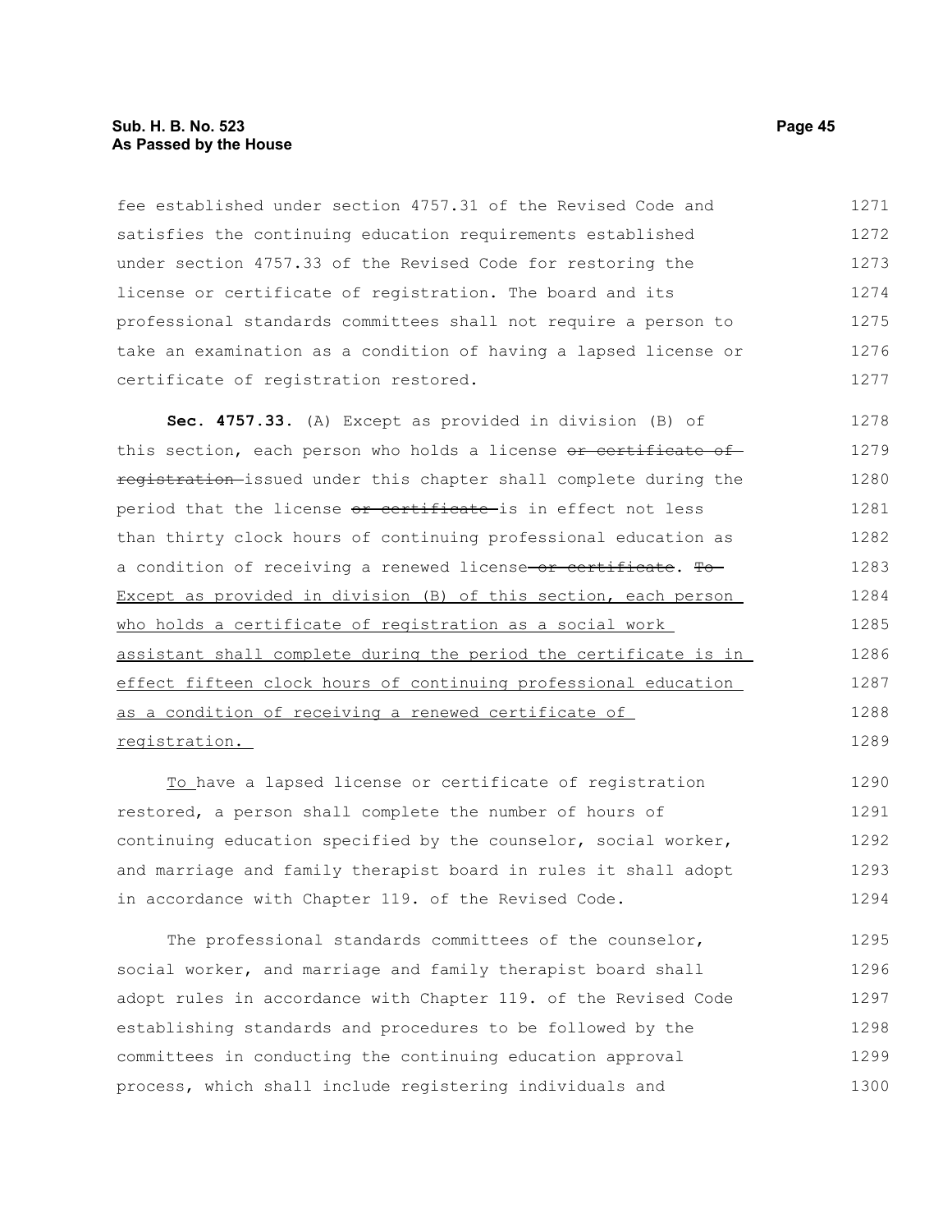fee established under section 4757.31 of the Revised Code and satisfies the continuing education requirements established under section 4757.33 of the Revised Code for restoring the license or certificate of registration. The board and its professional standards committees shall not require a person to take an examination as a condition of having a lapsed license or certificate of registration restored.

**Sec. 4757.33.** (A) Except as provided in division (B) of this section, each person who holds a license ~~or certificate of registration~~ issued under this chapter shall complete during the period that the license ~~or certificate~~ is in effect not less than thirty clock hours of continuing professional education as a condition of receiving a renewed license ~~or certificate~~. ~~To~~ <u>Except as provided in division (B) of this section, each person who holds a certificate of registration as a social work assistant shall complete during the period the certificate is in effect fifteen clock hours of continuing professional education as a condition of receiving a renewed certificate of registration.</u>

<u>To</u> have a lapsed license or certificate of registration restored, a person shall complete the number of hours of continuing education specified by the counselor, social worker, and marriage and family therapist board in rules it shall adopt in accordance with Chapter 119. of the Revised Code.

The professional standards committees of the counselor, social worker, and marriage and family therapist board shall adopt rules in accordance with Chapter 119. of the Revised Code establishing standards and procedures to be followed by the committees in conducting the continuing education approval process, which shall include registering individuals and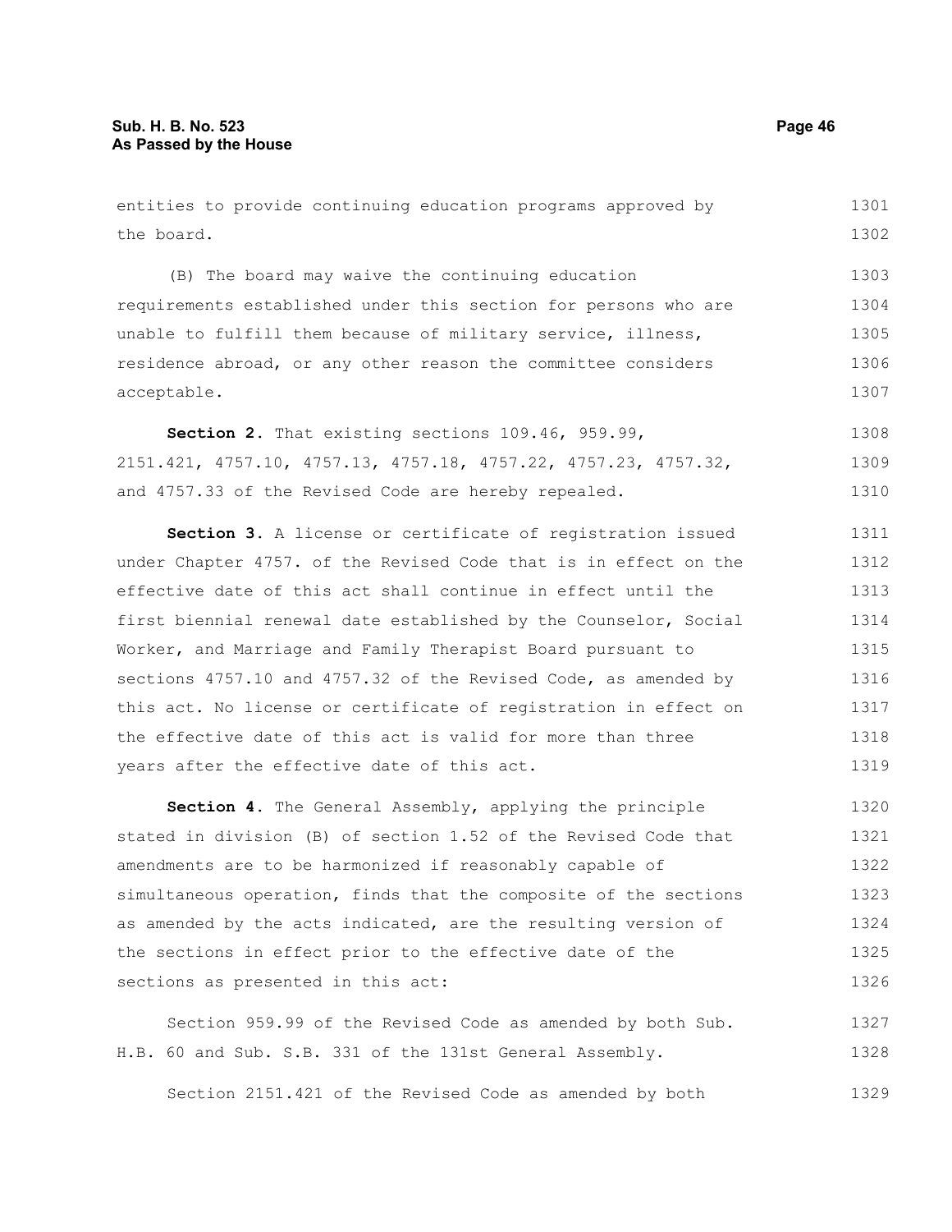entities to provide continuing education programs approved by the board.

(B) The board may waive the continuing education requirements established under this section for persons who are unable to fulfill them because of military service, illness, residence abroad, or any other reason the committee considers acceptable.

**Section 2.** That existing sections 109.46, 959.99, 2151.421, 4757.10, 4757.13, 4757.18, 4757.22, 4757.23, 4757.32, and 4757.33 of the Revised Code are hereby repealed.

**Section 3.** A license or certificate of registration issued under Chapter 4757. of the Revised Code that is in effect on the effective date of this act shall continue in effect until the first biennial renewal date established by the Counselor, Social Worker, and Marriage and Family Therapist Board pursuant to sections 4757.10 and 4757.32 of the Revised Code, as amended by this act. No license or certificate of registration in effect on the effective date of this act is valid for more than three years after the effective date of this act.

**Section 4.** The General Assembly, applying the principle stated in division (B) of section 1.52 of the Revised Code that amendments are to be harmonized if reasonably capable of simultaneous operation, finds that the composite of the sections as amended by the acts indicated, are the resulting version of the sections in effect prior to the effective date of the sections as presented in this act:

Section 959.99 of the Revised Code as amended by both Sub. H.B. 60 and Sub. S.B. 331 of the 131st General Assembly.

Section 2151.421 of the Revised Code as amended by both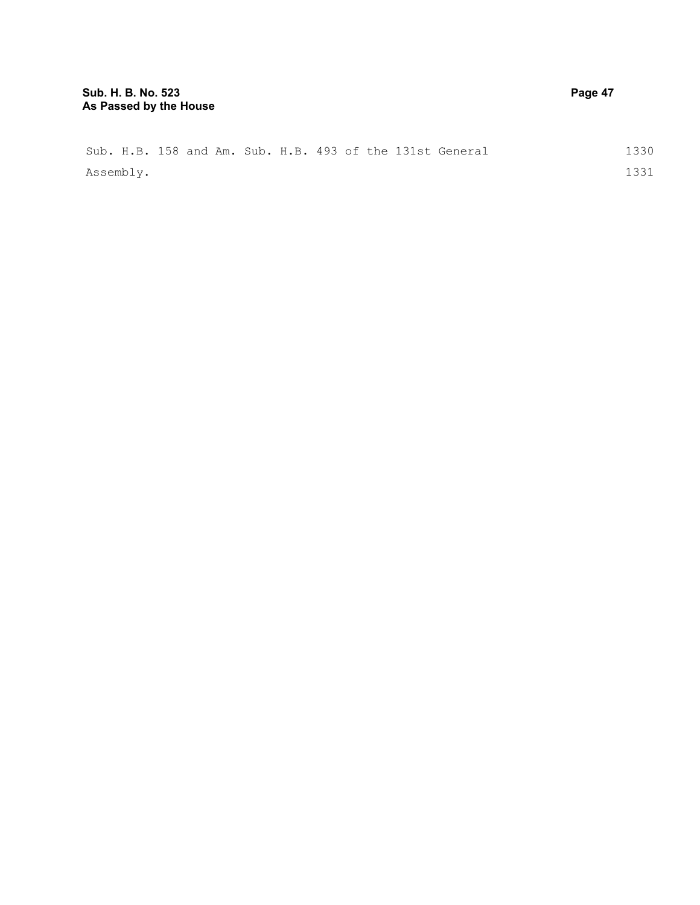Sub. H.B. 158 and Am. Sub. H.B. 493 of the 131st General Assembly.